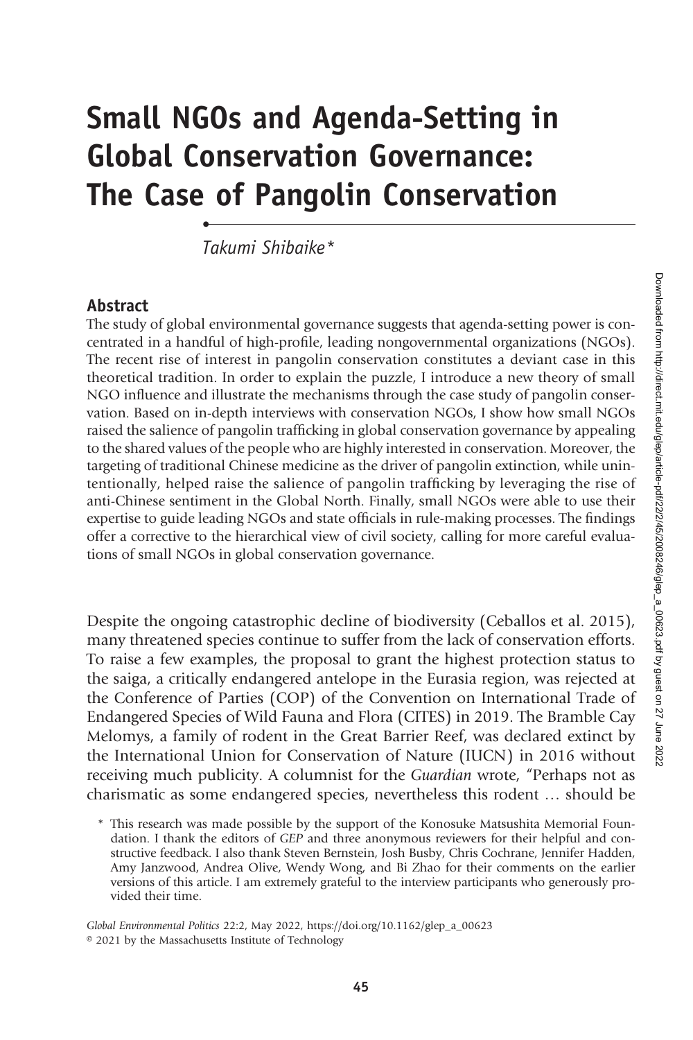# Small NGOs and Agenda-Setting in Global Conservation Governance: The Case of Pangolin Conservation

*Takumi Shibaike**

## Abstract

The study of global environmental governance suggests that agenda-setting power is concentrated in a handful of high-profile, leading nongovernmental organizations (NGOs). The recent rise of interest in pangolin conservation constitutes a deviant case in this theoretical tradition. In order to explain the puzzle, I introduce a new theory of small NGO influence and illustrate the mechanisms through the case study of pangolin conservation. Based on in-depth interviews with conservation NGOs, I show how small NGOs raised the salience of pangolin trafficking in global conservation governance by appealing to the shared values of the people who are highly interested in conservation. Moreover, the targeting of traditional Chinese medicine as the driver of pangolin extinction, while unintentionally, helped raise the salience of pangolin trafficking by leveraging the rise of anti-Chinese sentiment in the Global North. Finally, small NGOs were able to use their expertise to guide leading NGOs and state officials in rule-making processes. The findings offer a corrective to the hierarchical view of civil society, calling for more careful evaluations of small NGOs in global conservation governance.

Despite the ongoing catastrophic decline of biodiversity (Ceballos et al. 2015), many threatened species continue to suffer from the lack of conservation efforts. To raise a few examples, the proposal to grant the highest protection status to the saiga, a critically endangered antelope in the Eurasia region, was rejected at the Conference of Parties (COP) of the Convention on International Trade of Endangered Species of Wild Fauna and Flora (CITES) in 2019. The Bramble Cay Melomys, a family of rodent in the Great Barrier Reef, was declared extinct by the International Union for Conservation of Nature (IUCN) in 2016 without receiving much publicity. A columnist for the *Guardian* wrote, "Perhaps not as charismatic as some endangered species, nevertheless this rodent … should be

\* This research was made possible by the support of the Konosuke Matsushita Memorial Foundation. I thank the editors of *GEP* and three anonymous reviewers for their helpful and constructive feedback. I also thank Steven Bernstein, Josh Busby, Chris Cochrane, Jennifer Hadden, Amy Janzwood, Andrea Olive, Wendy Wong, and Bi Zhao for their comments on the earlier versions of this article. I am extremely grateful to the interview participants who generously provided their time.

*Global Environmental Politics* 22:2, May 2022, https://doi.org/10.1162/glep_a_00623
© 2021 by the Massachusetts Institute of Technology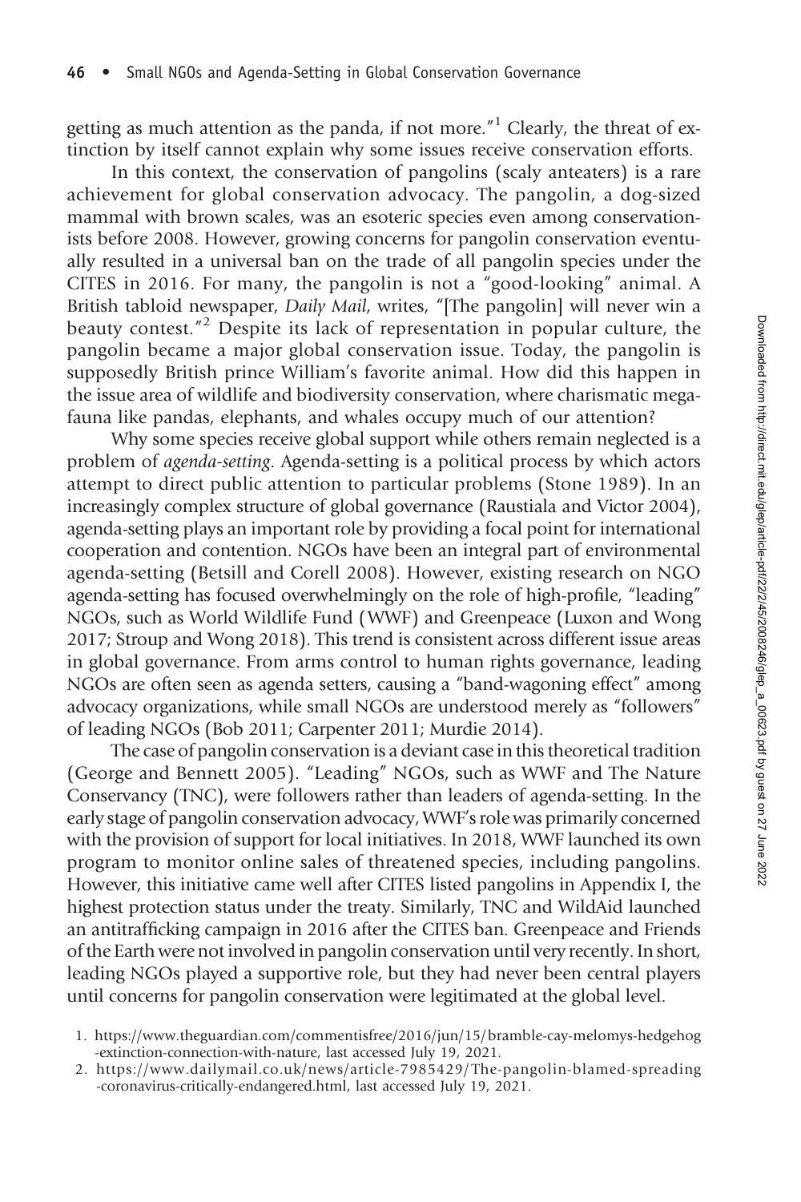getting as much attention as the panda, if not more."[1] Clearly, the threat of extinction by itself cannot explain why some issues receive conservation efforts.

In this context, the conservation of pangolins (scaly anteaters) is a rare achievement for global conservation advocacy. The pangolin, a dog-sized mammal with brown scales, was an esoteric species even among conservationists before 2008. However, growing concerns for pangolin conservation eventually resulted in a universal ban on the trade of all pangolin species under the CITES in 2016. For many, the pangolin is not a "good-looking" animal. A British tabloid newspaper, *Daily Mail*, writes, "[The pangolin] will never win a beauty contest."[2] Despite its lack of representation in popular culture, the pangolin became a major global conservation issue. Today, the pangolin is supposedly British prince William's favorite animal. How did this happen in the issue area of wildlife and biodiversity conservation, where charismatic megafauna like pandas, elephants, and whales occupy much of our attention?

Why some species receive global support while others remain neglected is a problem of *agenda-setting*. Agenda-setting is a political process by which actors attempt to direct public attention to particular problems (Stone 1989). In an increasingly complex structure of global governance (Raustiala and Victor 2004), agenda-setting plays an important role by providing a focal point for international cooperation and contention. NGOs have been an integral part of environmental agenda-setting (Betsill and Corell 2008). However, existing research on NGO agenda-setting has focused overwhelmingly on the role of high-profile, "leading" NGOs, such as World Wildlife Fund (WWF) and Greenpeace (Luxon and Wong 2017; Stroup and Wong 2018). This trend is consistent across different issue areas in global governance. From arms control to human rights governance, leading NGOs are often seen as agenda setters, causing a "band-wagoning effect" among advocacy organizations, while small NGOs are understood merely as "followers" of leading NGOs (Bob 2011; Carpenter 2011; Murdie 2014).

The case of pangolin conservation is a deviant case in this theoretical tradition (George and Bennett 2005). "Leading" NGOs, such as WWF and The Nature Conservancy (TNC), were followers rather than leaders of agenda-setting. In the early stage of pangolin conservation advocacy, WWF's role was primarily concerned with the provision of support for local initiatives. In 2018, WWF launched its own program to monitor online sales of threatened species, including pangolins. However, this initiative came well after CITES listed pangolins in Appendix I, the highest protection status under the treaty. Similarly, TNC and WildAid launched an antitrafficking campaign in 2016 after the CITES ban. Greenpeace and Friends of the Earth were not involved in pangolin conservation until very recently. In short, leading NGOs played a supportive role, but they had never been central players until concerns for pangolin conservation were legitimated at the global level.

1. https://www.theguardian.com/commentisfree/2016/jun/15/bramble-cay-melomys-hedgehog-extinction-connection-with-nature, last accessed July 19, 2021.
2. https://www.dailymail.co.uk/news/article-7985429/The-pangolin-blamed-spreading-coronavirus-critically-endangered.html, last accessed July 19, 2021.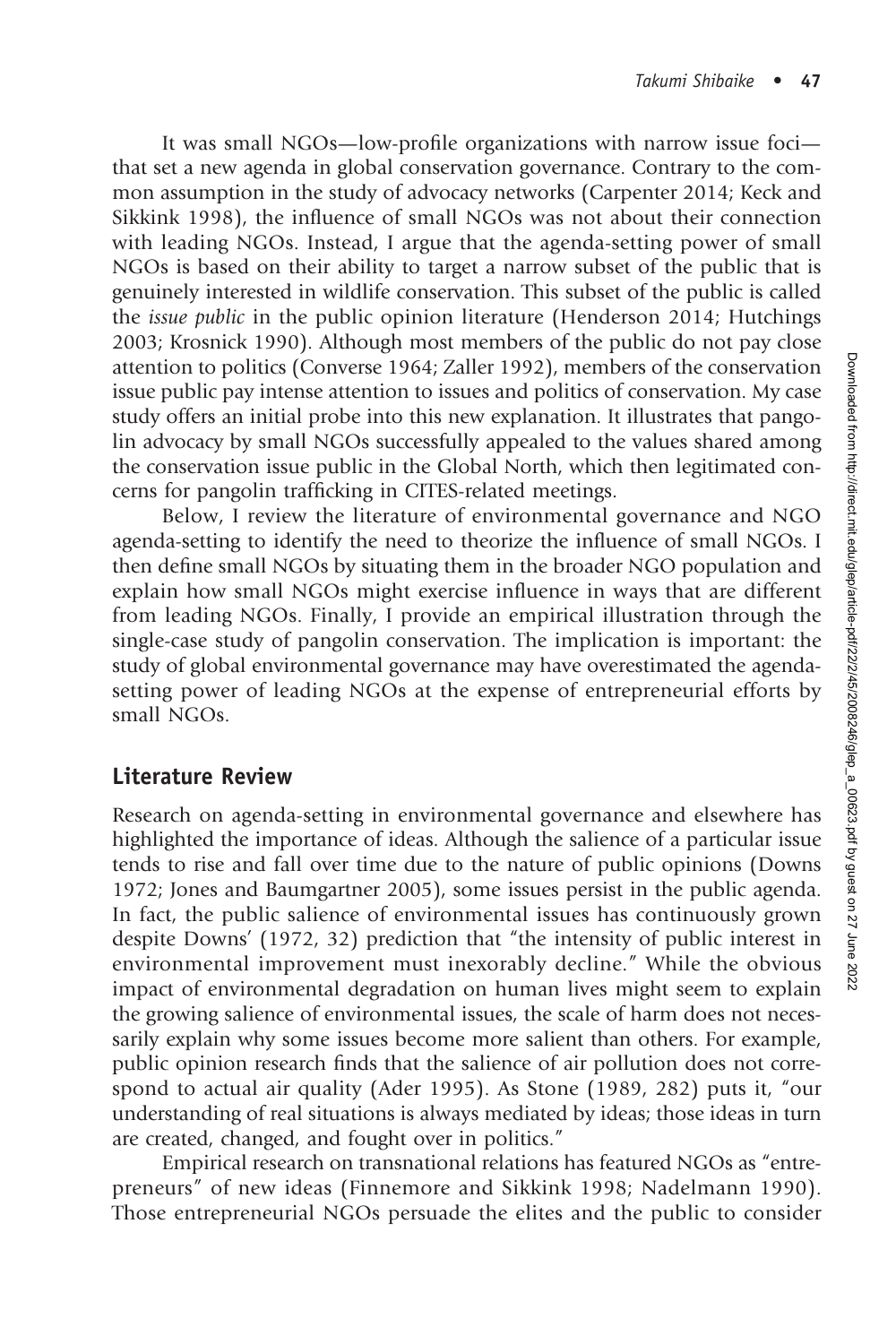It was small NGOs—low-profile organizations with narrow issue foci—that set a new agenda in global conservation governance. Contrary to the common assumption in the study of advocacy networks (Carpenter 2014; Keck and Sikkink 1998), the influence of small NGOs was not about their connection with leading NGOs. Instead, I argue that the agenda-setting power of small NGOs is based on their ability to target a narrow subset of the public that is genuinely interested in wildlife conservation. This subset of the public is called the *issue public* in the public opinion literature (Henderson 2014; Hutchings 2003; Krosnick 1990). Although most members of the public do not pay close attention to politics (Converse 1964; Zaller 1992), members of the conservation issue public pay intense attention to issues and politics of conservation. My case study offers an initial probe into this new explanation. It illustrates that pangolin advocacy by small NGOs successfully appealed to the values shared among the conservation issue public in the Global North, which then legitimated concerns for pangolin trafficking in CITES-related meetings.

Below, I review the literature of environmental governance and NGO agenda-setting to identify the need to theorize the influence of small NGOs. I then define small NGOs by situating them in the broader NGO population and explain how small NGOs might exercise influence in ways that are different from leading NGOs. Finally, I provide an empirical illustration through the single-case study of pangolin conservation. The implication is important: the study of global environmental governance may have overestimated the agenda-setting power of leading NGOs at the expense of entrepreneurial efforts by small NGOs.

## Literature Review

Research on agenda-setting in environmental governance and elsewhere has highlighted the importance of ideas. Although the salience of a particular issue tends to rise and fall over time due to the nature of public opinions (Downs 1972; Jones and Baumgartner 2005), some issues persist in the public agenda. In fact, the public salience of environmental issues has continuously grown despite Downs' (1972, 32) prediction that "the intensity of public interest in environmental improvement must inexorably decline." While the obvious impact of environmental degradation on human lives might seem to explain the growing salience of environmental issues, the scale of harm does not necessarily explain why some issues become more salient than others. For example, public opinion research finds that the salience of air pollution does not correspond to actual air quality (Ader 1995). As Stone (1989, 282) puts it, "our understanding of real situations is always mediated by ideas; those ideas in turn are created, changed, and fought over in politics."

Empirical research on transnational relations has featured NGOs as "entrepreneurs" of new ideas (Finnemore and Sikkink 1998; Nadelmann 1990). Those entrepreneurial NGOs persuade the elites and the public to consider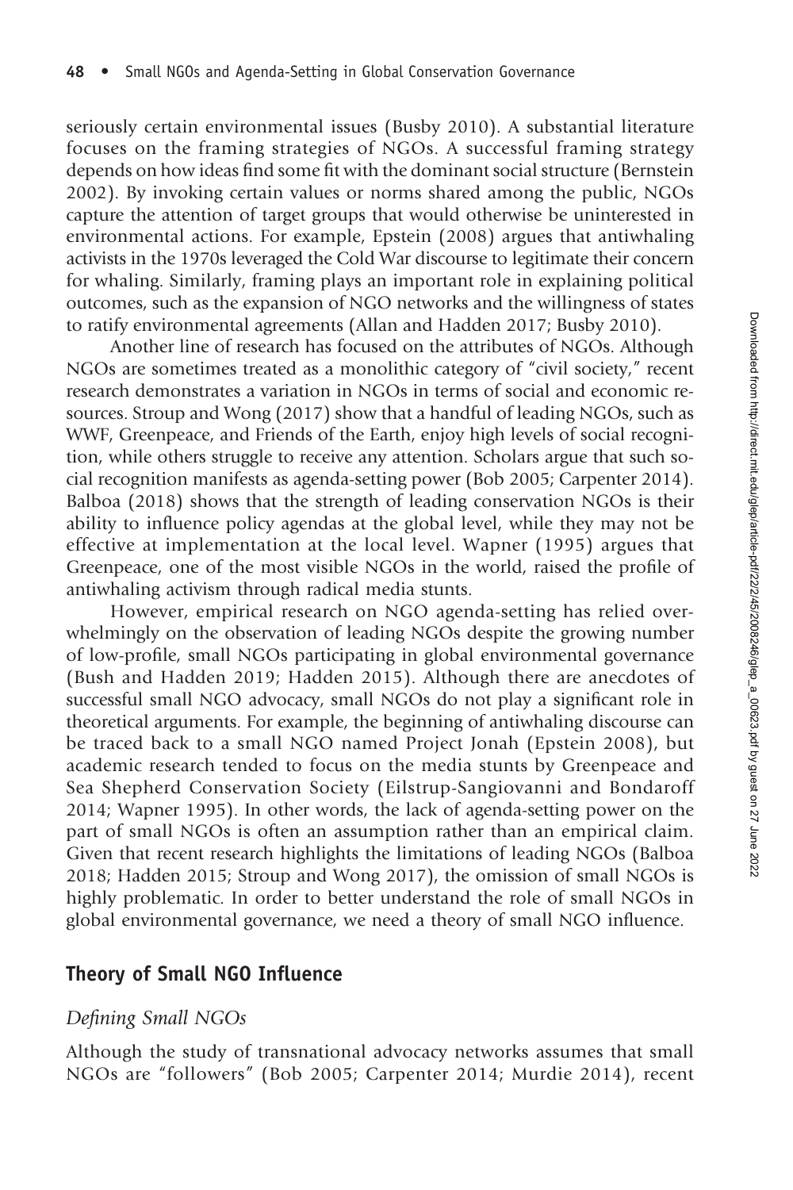seriously certain environmental issues (Busby 2010). A substantial literature focuses on the framing strategies of NGOs. A successful framing strategy depends on how ideas find some fit with the dominant social structure (Bernstein 2002). By invoking certain values or norms shared among the public, NGOs capture the attention of target groups that would otherwise be uninterested in environmental actions. For example, Epstein (2008) argues that antiwhaling activists in the 1970s leveraged the Cold War discourse to legitimate their concern for whaling. Similarly, framing plays an important role in explaining political outcomes, such as the expansion of NGO networks and the willingness of states to ratify environmental agreements (Allan and Hadden 2017; Busby 2010).

Another line of research has focused on the attributes of NGOs. Although NGOs are sometimes treated as a monolithic category of "civil society," recent research demonstrates a variation in NGOs in terms of social and economic resources. Stroup and Wong (2017) show that a handful of leading NGOs, such as WWF, Greenpeace, and Friends of the Earth, enjoy high levels of social recognition, while others struggle to receive any attention. Scholars argue that such social recognition manifests as agenda-setting power (Bob 2005; Carpenter 2014). Balboa (2018) shows that the strength of leading conservation NGOs is their ability to influence policy agendas at the global level, while they may not be effective at implementation at the local level. Wapner (1995) argues that Greenpeace, one of the most visible NGOs in the world, raised the profile of antiwhaling activism through radical media stunts.

However, empirical research on NGO agenda-setting has relied overwhelmingly on the observation of leading NGOs despite the growing number of low-profile, small NGOs participating in global environmental governance (Bush and Hadden 2019; Hadden 2015). Although there are anecdotes of successful small NGO advocacy, small NGOs do not play a significant role in theoretical arguments. For example, the beginning of antiwhaling discourse can be traced back to a small NGO named Project Jonah (Epstein 2008), but academic research tended to focus on the media stunts by Greenpeace and Sea Shepherd Conservation Society (Eilstrup-Sangiovanni and Bondaroff 2014; Wapner 1995). In other words, the lack of agenda-setting power on the part of small NGOs is often an assumption rather than an empirical claim. Given that recent research highlights the limitations of leading NGOs (Balboa 2018; Hadden 2015; Stroup and Wong 2017), the omission of small NGOs is highly problematic. In order to better understand the role of small NGOs in global environmental governance, we need a theory of small NGO influence.

## Theory of Small NGO Influence

### *Defining Small NGOs*

Although the study of transnational advocacy networks assumes that small NGOs are "followers" (Bob 2005; Carpenter 2014; Murdie 2014), recent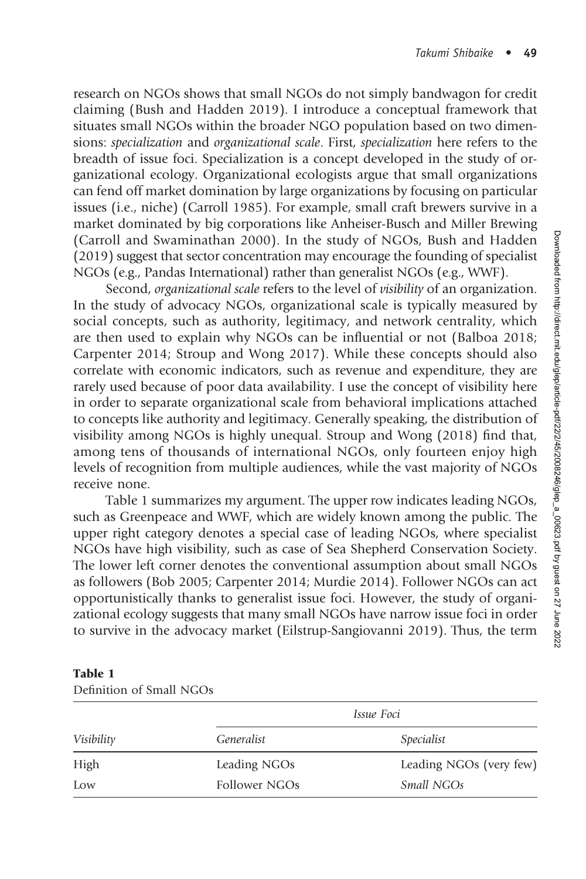research on NGOs shows that small NGOs do not simply bandwagon for credit claiming (Bush and Hadden 2019). I introduce a conceptual framework that situates small NGOs within the broader NGO population based on two dimensions: *specialization* and *organizational scale*. First, *specialization* here refers to the breadth of issue foci. Specialization is a concept developed in the study of organizational ecology. Organizational ecologists argue that small organizations can fend off market domination by large organizations by focusing on particular issues (i.e., niche) (Carroll 1985). For example, small craft brewers survive in a market dominated by big corporations like Anheiser-Busch and Miller Brewing (Carroll and Swaminathan 2000). In the study of NGOs, Bush and Hadden (2019) suggest that sector concentration may encourage the founding of specialist NGOs (e.g., Pandas International) rather than generalist NGOs (e.g., WWF).

Second, *organizational scale* refers to the level of *visibility* of an organization. In the study of advocacy NGOs, organizational scale is typically measured by social concepts, such as authority, legitimacy, and network centrality, which are then used to explain why NGOs can be influential or not (Balboa 2018; Carpenter 2014; Stroup and Wong 2017). While these concepts should also correlate with economic indicators, such as revenue and expenditure, they are rarely used because of poor data availability. I use the concept of visibility here in order to separate organizational scale from behavioral implications attached to concepts like authority and legitimacy. Generally speaking, the distribution of visibility among NGOs is highly unequal. Stroup and Wong (2018) find that, among tens of thousands of international NGOs, only fourteen enjoy high levels of recognition from multiple audiences, while the vast majority of NGOs receive none.

Table 1 summarizes my argument. The upper row indicates leading NGOs, such as Greenpeace and WWF, which are widely known among the public. The upper right category denotes a special case of leading NGOs, where specialist NGOs have high visibility, such as case of Sea Shepherd Conservation Society. The lower left corner denotes the conventional assumption about small NGOs as followers (Bob 2005; Carpenter 2014; Murdie 2014). Follower NGOs can act opportunistically thanks to generalist issue foci. However, the study of organizational ecology suggests that many small NGOs have narrow issue foci in order to survive in the advocacy market (Eilstrup-Sangiovanni 2019). Thus, the term

**Table 1**
Definition of Small NGOs

| | *Issue Foci* | |
|---|---|---|
| *Visibility* | *Generalist* | *Specialist* |
| High | Leading NGOs | Leading NGOs (very few) |
| Low | Follower NGOs | *Small NGOs* |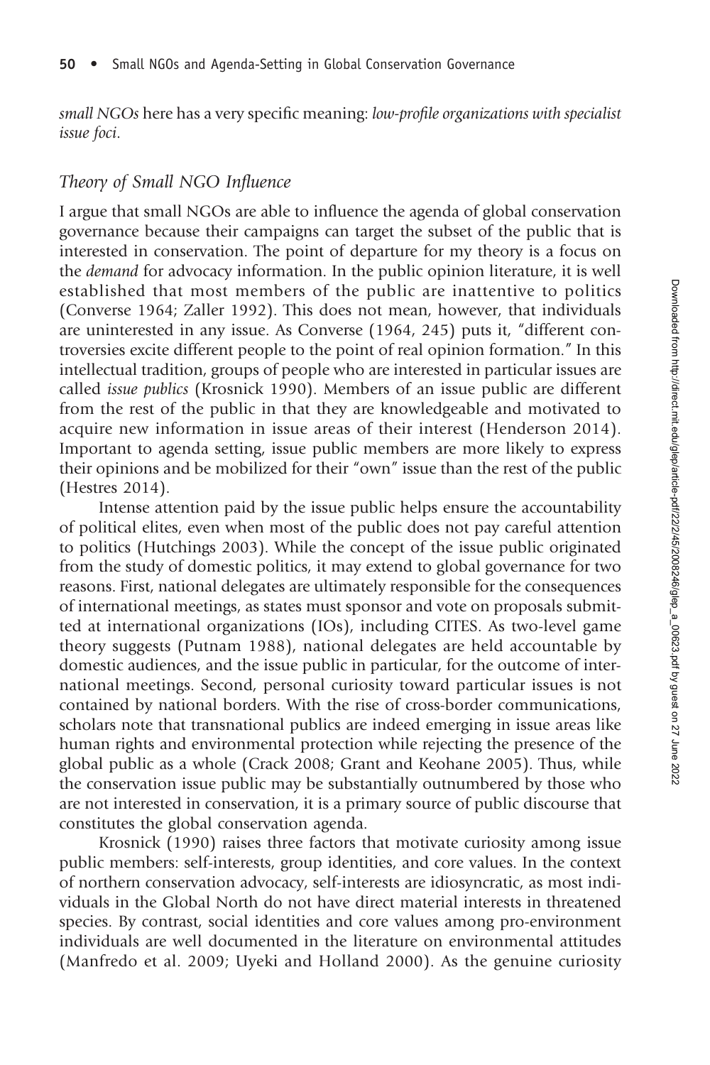*small NGOs* here has a very specific meaning: *low-profile organizations with specialist issue foci*.

### *Theory of Small NGO Influence*

I argue that small NGOs are able to influence the agenda of global conservation governance because their campaigns can target the subset of the public that is interested in conservation. The point of departure for my theory is a focus on the *demand* for advocacy information. In the public opinion literature, it is well established that most members of the public are inattentive to politics (Converse 1964; Zaller 1992). This does not mean, however, that individuals are uninterested in any issue. As Converse (1964, 245) puts it, "different controversies excite different people to the point of real opinion formation." In this intellectual tradition, groups of people who are interested in particular issues are called *issue publics* (Krosnick 1990). Members of an issue public are different from the rest of the public in that they are knowledgeable and motivated to acquire new information in issue areas of their interest (Henderson 2014). Important to agenda setting, issue public members are more likely to express their opinions and be mobilized for their "own" issue than the rest of the public (Hestres 2014).

Intense attention paid by the issue public helps ensure the accountability of political elites, even when most of the public does not pay careful attention to politics (Hutchings 2003). While the concept of the issue public originated from the study of domestic politics, it may extend to global governance for two reasons. First, national delegates are ultimately responsible for the consequences of international meetings, as states must sponsor and vote on proposals submitted at international organizations (IOs), including CITES. As two-level game theory suggests (Putnam 1988), national delegates are held accountable by domestic audiences, and the issue public in particular, for the outcome of international meetings. Second, personal curiosity toward particular issues is not contained by national borders. With the rise of cross-border communications, scholars note that transnational publics are indeed emerging in issue areas like human rights and environmental protection while rejecting the presence of the global public as a whole (Crack 2008; Grant and Keohane 2005). Thus, while the conservation issue public may be substantially outnumbered by those who are not interested in conservation, it is a primary source of public discourse that constitutes the global conservation agenda.

Krosnick (1990) raises three factors that motivate curiosity among issue public members: self-interests, group identities, and core values. In the context of northern conservation advocacy, self-interests are idiosyncratic, as most individuals in the Global North do not have direct material interests in threatened species. By contrast, social identities and core values among pro-environment individuals are well documented in the literature on environmental attitudes (Manfredo et al. 2009; Uyeki and Holland 2000). As the genuine curiosity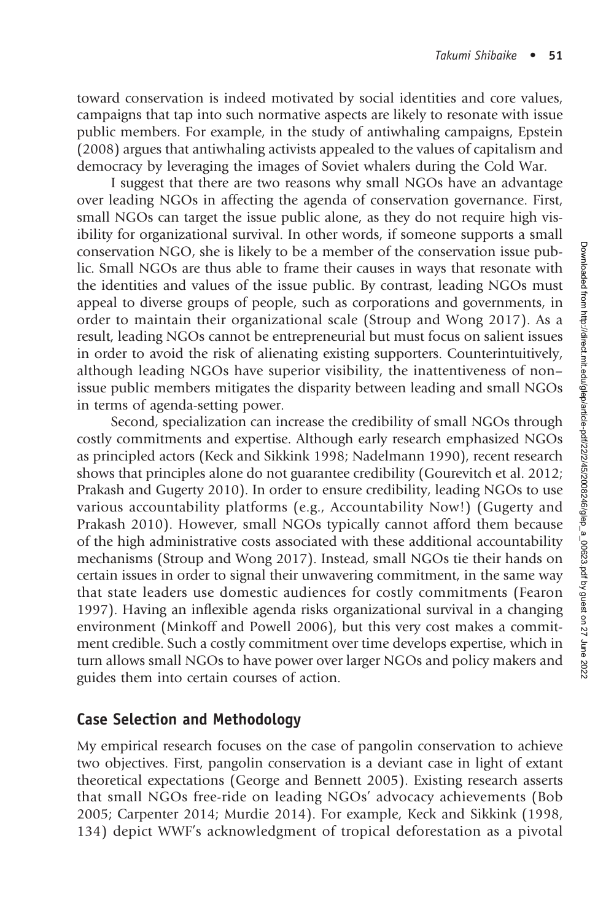toward conservation is indeed motivated by social identities and core values, campaigns that tap into such normative aspects are likely to resonate with issue public members. For example, in the study of antiwhaling campaigns, Epstein (2008) argues that antiwhaling activists appealed to the values of capitalism and democracy by leveraging the images of Soviet whalers during the Cold War.

I suggest that there are two reasons why small NGOs have an advantage over leading NGOs in affecting the agenda of conservation governance. First, small NGOs can target the issue public alone, as they do not require high visibility for organizational survival. In other words, if someone supports a small conservation NGO, she is likely to be a member of the conservation issue public. Small NGOs are thus able to frame their causes in ways that resonate with the identities and values of the issue public. By contrast, leading NGOs must appeal to diverse groups of people, such as corporations and governments, in order to maintain their organizational scale (Stroup and Wong 2017). As a result, leading NGOs cannot be entrepreneurial but must focus on salient issues in order to avoid the risk of alienating existing supporters. Counterintuitively, although leading NGOs have superior visibility, the inattentiveness of non–issue public members mitigates the disparity between leading and small NGOs in terms of agenda-setting power.

Second, specialization can increase the credibility of small NGOs through costly commitments and expertise. Although early research emphasized NGOs as principled actors (Keck and Sikkink 1998; Nadelmann 1990), recent research shows that principles alone do not guarantee credibility (Gourevitch et al. 2012; Prakash and Gugerty 2010). In order to ensure credibility, leading NGOs to use various accountability platforms (e.g., Accountability Now!) (Gugerty and Prakash 2010). However, small NGOs typically cannot afford them because of the high administrative costs associated with these additional accountability mechanisms (Stroup and Wong 2017). Instead, small NGOs tie their hands on certain issues in order to signal their unwavering commitment, in the same way that state leaders use domestic audiences for costly commitments (Fearon 1997). Having an inflexible agenda risks organizational survival in a changing environment (Minkoff and Powell 2006), but this very cost makes a commitment credible. Such a costly commitment over time develops expertise, which in turn allows small NGOs to have power over larger NGOs and policy makers and guides them into certain courses of action.

## Case Selection and Methodology

My empirical research focuses on the case of pangolin conservation to achieve two objectives. First, pangolin conservation is a deviant case in light of extant theoretical expectations (George and Bennett 2005). Existing research asserts that small NGOs free-ride on leading NGOs' advocacy achievements (Bob 2005; Carpenter 2014; Murdie 2014). For example, Keck and Sikkink (1998, 134) depict WWF's acknowledgment of tropical deforestation as a pivotal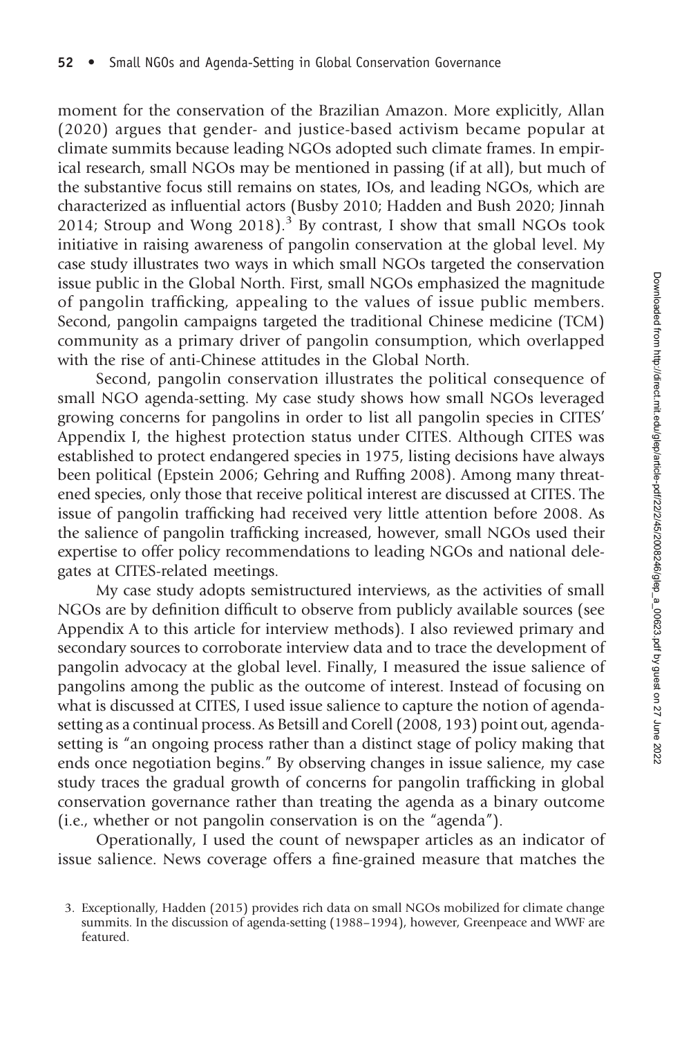moment for the conservation of the Brazilian Amazon. More explicitly, Allan (2020) argues that gender- and justice-based activism became popular at climate summits because leading NGOs adopted such climate frames. In empirical research, small NGOs may be mentioned in passing (if at all), but much of the substantive focus still remains on states, IOs, and leading NGOs, which are characterized as influential actors (Busby 2010; Hadden and Bush 2020; Jinnah 2014; Stroup and Wong 2018).[3] By contrast, I show that small NGOs took initiative in raising awareness of pangolin conservation at the global level. My case study illustrates two ways in which small NGOs targeted the conservation issue public in the Global North. First, small NGOs emphasized the magnitude of pangolin trafficking, appealing to the values of issue public members. Second, pangolin campaigns targeted the traditional Chinese medicine (TCM) community as a primary driver of pangolin consumption, which overlapped with the rise of anti-Chinese attitudes in the Global North.

Second, pangolin conservation illustrates the political consequence of small NGO agenda-setting. My case study shows how small NGOs leveraged growing concerns for pangolins in order to list all pangolin species in CITES' Appendix I, the highest protection status under CITES. Although CITES was established to protect endangered species in 1975, listing decisions have always been political (Epstein 2006; Gehring and Ruffing 2008). Among many threatened species, only those that receive political interest are discussed at CITES. The issue of pangolin trafficking had received very little attention before 2008. As the salience of pangolin trafficking increased, however, small NGOs used their expertise to offer policy recommendations to leading NGOs and national delegates at CITES-related meetings.

My case study adopts semistructured interviews, as the activities of small NGOs are by definition difficult to observe from publicly available sources (see Appendix A to this article for interview methods). I also reviewed primary and secondary sources to corroborate interview data and to trace the development of pangolin advocacy at the global level. Finally, I measured the issue salience of pangolins among the public as the outcome of interest. Instead of focusing on what is discussed at CITES, I used issue salience to capture the notion of agenda-setting as a continual process. As Betsill and Corell (2008, 193) point out, agenda-setting is "an ongoing process rather than a distinct stage of policy making that ends once negotiation begins." By observing changes in issue salience, my case study traces the gradual growth of concerns for pangolin trafficking in global conservation governance rather than treating the agenda as a binary outcome (i.e., whether or not pangolin conservation is on the "agenda").

Operationally, I used the count of newspaper articles as an indicator of issue salience. News coverage offers a fine-grained measure that matches the

3. Exceptionally, Hadden (2015) provides rich data on small NGOs mobilized for climate change summits. In the discussion of agenda-setting (1988–1994), however, Greenpeace and WWF are featured.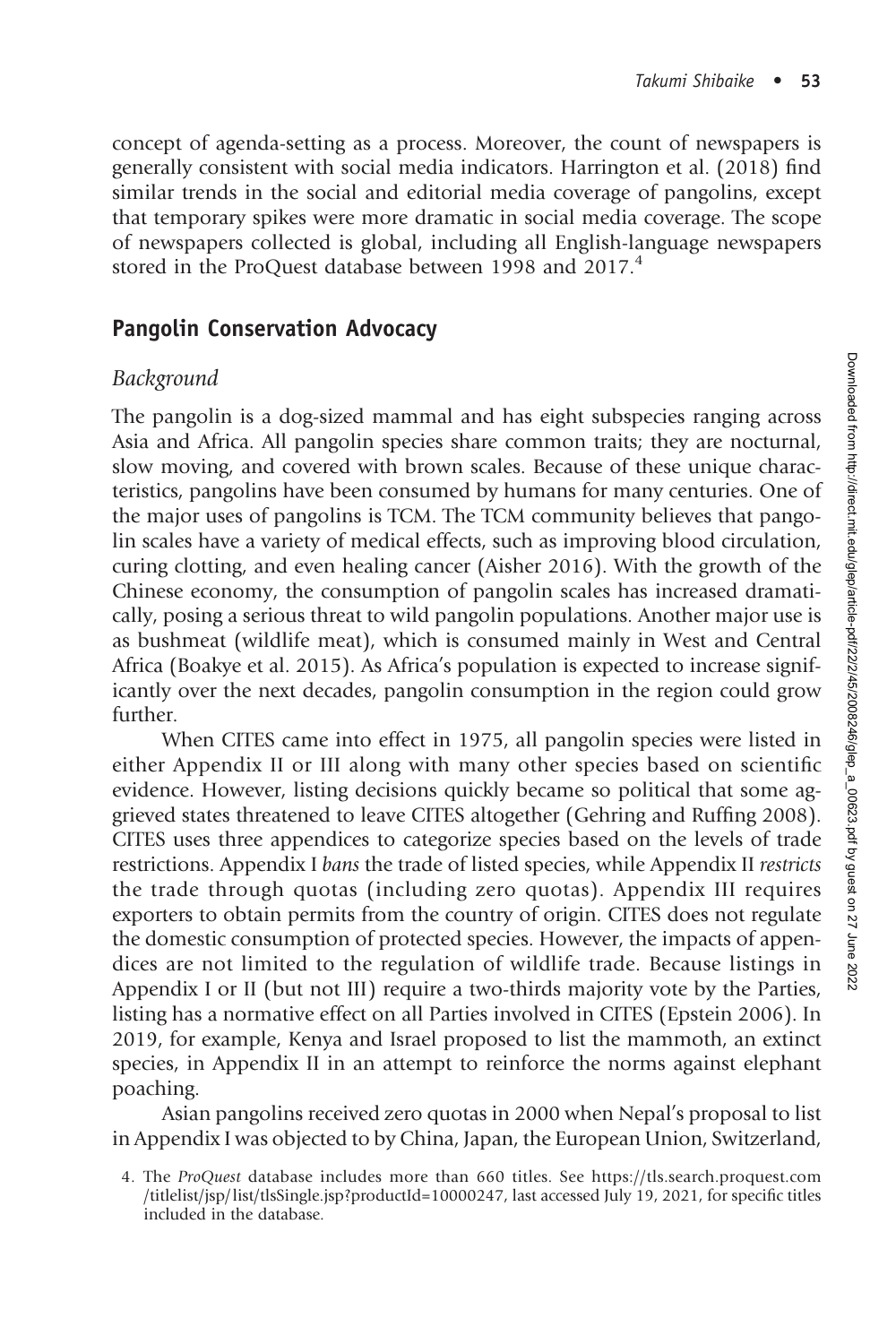concept of agenda-setting as a process. Moreover, the count of newspapers is generally consistent with social media indicators. Harrington et al. (2018) find similar trends in the social and editorial media coverage of pangolins, except that temporary spikes were more dramatic in social media coverage. The scope of newspapers collected is global, including all English-language newspapers stored in the ProQuest database between 1998 and 2017.[4]

## Pangolin Conservation Advocacy

### *Background*

The pangolin is a dog-sized mammal and has eight subspecies ranging across Asia and Africa. All pangolin species share common traits; they are nocturnal, slow moving, and covered with brown scales. Because of these unique characteristics, pangolins have been consumed by humans for many centuries. One of the major uses of pangolins is TCM. The TCM community believes that pangolin scales have a variety of medical effects, such as improving blood circulation, curing clotting, and even healing cancer (Aisher 2016). With the growth of the Chinese economy, the consumption of pangolin scales has increased dramatically, posing a serious threat to wild pangolin populations. Another major use is as bushmeat (wildlife meat), which is consumed mainly in West and Central Africa (Boakye et al. 2015). As Africa's population is expected to increase significantly over the next decades, pangolin consumption in the region could grow further.

When CITES came into effect in 1975, all pangolin species were listed in either Appendix II or III along with many other species based on scientific evidence. However, listing decisions quickly became so political that some aggrieved states threatened to leave CITES altogether (Gehring and Ruffing 2008). CITES uses three appendices to categorize species based on the levels of trade restrictions. Appendix I *bans* the trade of listed species, while Appendix II *restricts* the trade through quotas (including zero quotas). Appendix III requires exporters to obtain permits from the country of origin. CITES does not regulate the domestic consumption of protected species. However, the impacts of appendices are not limited to the regulation of wildlife trade. Because listings in Appendix I or II (but not III) require a two-thirds majority vote by the Parties, listing has a normative effect on all Parties involved in CITES (Epstein 2006). In 2019, for example, Kenya and Israel proposed to list the mammoth, an extinct species, in Appendix II in an attempt to reinforce the norms against elephant poaching.

Asian pangolins received zero quotas in 2000 when Nepal's proposal to list in Appendix I was objected to by China, Japan, the European Union, Switzerland,

4. The *ProQuest* database includes more than 660 titles. See https://tls.search.proquest.com/titlelist/jsp/list/tlsSingle.jsp?productId=10000247, last accessed July 19, 2021, for specific titles included in the database.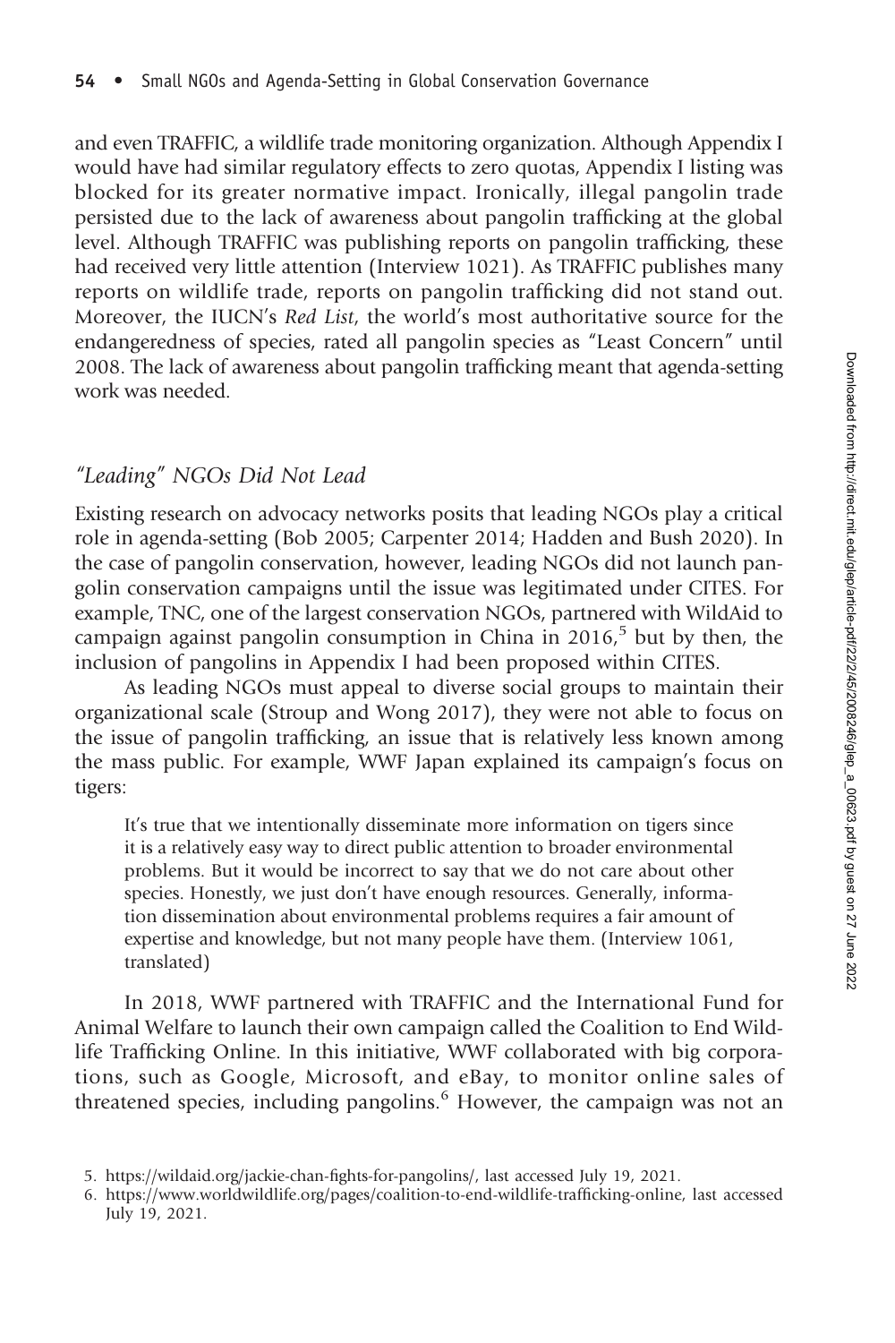and even TRAFFIC, a wildlife trade monitoring organization. Although Appendix I would have had similar regulatory effects to zero quotas, Appendix I listing was blocked for its greater normative impact. Ironically, illegal pangolin trade persisted due to the lack of awareness about pangolin trafficking at the global level. Although TRAFFIC was publishing reports on pangolin trafficking, these had received very little attention (Interview 1021). As TRAFFIC publishes many reports on wildlife trade, reports on pangolin trafficking did not stand out. Moreover, the IUCN's *Red List*, the world's most authoritative source for the endangeredness of species, rated all pangolin species as "Least Concern" until 2008. The lack of awareness about pangolin trafficking meant that agenda-setting work was needed.

### *"Leading" NGOs Did Not Lead*

Existing research on advocacy networks posits that leading NGOs play a critical role in agenda-setting (Bob 2005; Carpenter 2014; Hadden and Bush 2020). In the case of pangolin conservation, however, leading NGOs did not launch pangolin conservation campaigns until the issue was legitimated under CITES. For example, TNC, one of the largest conservation NGOs, partnered with WildAid to campaign against pangolin consumption in China in 2016,[5] but by then, the inclusion of pangolins in Appendix I had been proposed within CITES.

As leading NGOs must appeal to diverse social groups to maintain their organizational scale (Stroup and Wong 2017), they were not able to focus on the issue of pangolin trafficking, an issue that is relatively less known among the mass public. For example, WWF Japan explained its campaign's focus on tigers:

> It's true that we intentionally disseminate more information on tigers since it is a relatively easy way to direct public attention to broader environmental problems. But it would be incorrect to say that we do not care about other species. Honestly, we just don't have enough resources. Generally, information dissemination about environmental problems requires a fair amount of expertise and knowledge, but not many people have them. (Interview 1061, translated)

In 2018, WWF partnered with TRAFFIC and the International Fund for Animal Welfare to launch their own campaign called the Coalition to End Wildlife Trafficking Online. In this initiative, WWF collaborated with big corporations, such as Google, Microsoft, and eBay, to monitor online sales of threatened species, including pangolins.[6] However, the campaign was not an

5. https://wildaid.org/jackie-chan-fights-for-pangolins/, last accessed July 19, 2021.
6. https://www.worldwildlife.org/pages/coalition-to-end-wildlife-trafficking-online, last accessed July 19, 2021.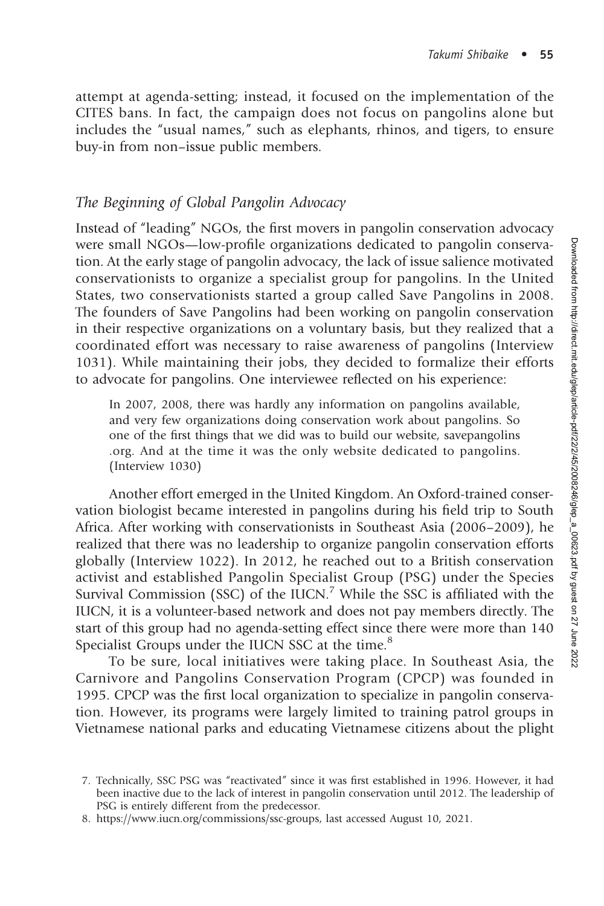attempt at agenda-setting; instead, it focused on the implementation of the CITES bans. In fact, the campaign does not focus on pangolins alone but includes the "usual names," such as elephants, rhinos, and tigers, to ensure buy-in from non–issue public members.

### *The Beginning of Global Pangolin Advocacy*

Instead of "leading" NGOs, the first movers in pangolin conservation advocacy were small NGOs—low-profile organizations dedicated to pangolin conservation. At the early stage of pangolin advocacy, the lack of issue salience motivated conservationists to organize a specialist group for pangolins. In the United States, two conservationists started a group called Save Pangolins in 2008. The founders of Save Pangolins had been working on pangolin conservation in their respective organizations on a voluntary basis, but they realized that a coordinated effort was necessary to raise awareness of pangolins (Interview 1031). While maintaining their jobs, they decided to formalize their efforts to advocate for pangolins. One interviewee reflected on his experience:

> In 2007, 2008, there was hardly any information on pangolins available, and very few organizations doing conservation work about pangolins. So one of the first things that we did was to build our website, savepangolins.org. And at the time it was the only website dedicated to pangolins. (Interview 1030)

Another effort emerged in the United Kingdom. An Oxford-trained conservation biologist became interested in pangolins during his field trip to South Africa. After working with conservationists in Southeast Asia (2006–2009), he realized that there was no leadership to organize pangolin conservation efforts globally (Interview 1022). In 2012, he reached out to a British conservation activist and established Pangolin Specialist Group (PSG) under the Species Survival Commission (SSC) of the IUCN.[7] While the SSC is affiliated with the IUCN, it is a volunteer-based network and does not pay members directly. The start of this group had no agenda-setting effect since there were more than 140 Specialist Groups under the IUCN SSC at the time.[8]

To be sure, local initiatives were taking place. In Southeast Asia, the Carnivore and Pangolins Conservation Program (CPCP) was founded in 1995. CPCP was the first local organization to specialize in pangolin conservation. However, its programs were largely limited to training patrol groups in Vietnamese national parks and educating Vietnamese citizens about the plight

7. Technically, SSC PSG was "reactivated" since it was first established in 1996. However, it had been inactive due to the lack of interest in pangolin conservation until 2012. The leadership of PSG is entirely different from the predecessor.

8. https://www.iucn.org/commissions/ssc-groups, last accessed August 10, 2021.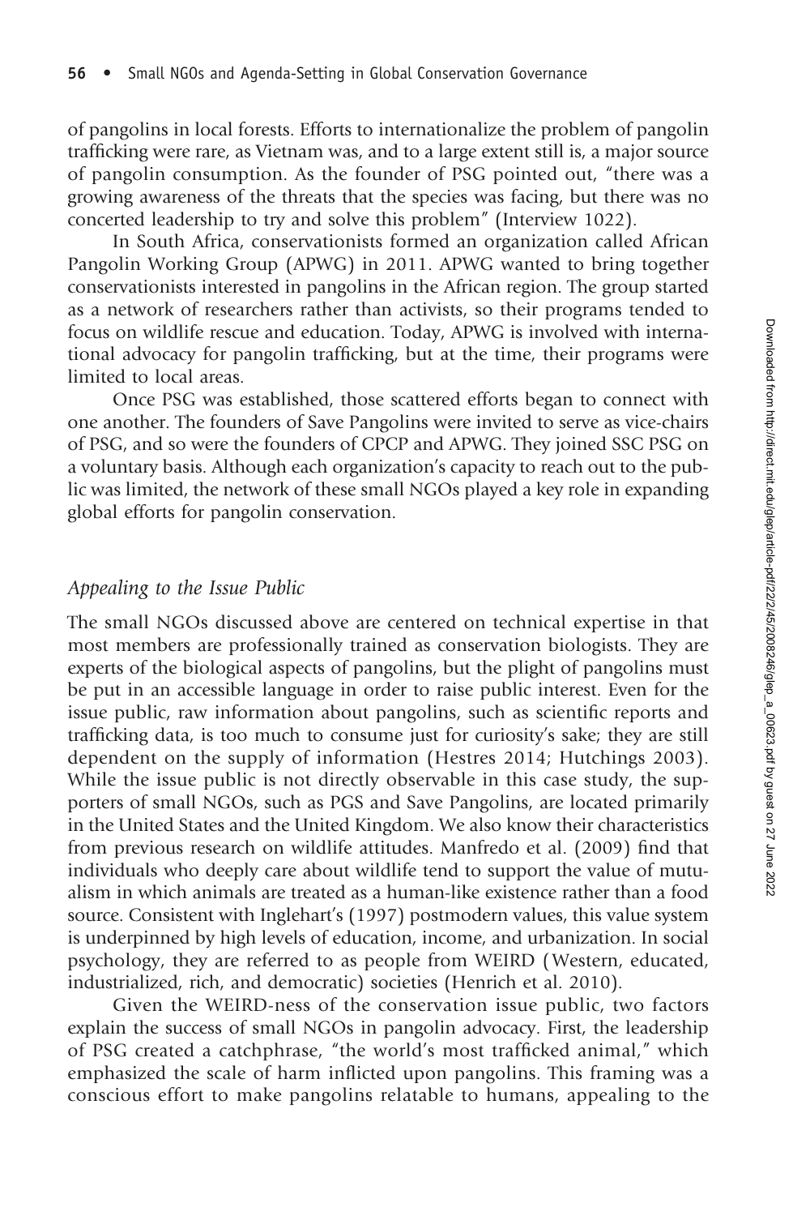of pangolins in local forests. Efforts to internationalize the problem of pangolin trafficking were rare, as Vietnam was, and to a large extent still is, a major source of pangolin consumption. As the founder of PSG pointed out, "there was a growing awareness of the threats that the species was facing, but there was no concerted leadership to try and solve this problem" (Interview 1022).

In South Africa, conservationists formed an organization called African Pangolin Working Group (APWG) in 2011. APWG wanted to bring together conservationists interested in pangolins in the African region. The group started as a network of researchers rather than activists, so their programs tended to focus on wildlife rescue and education. Today, APWG is involved with international advocacy for pangolin trafficking, but at the time, their programs were limited to local areas.

Once PSG was established, those scattered efforts began to connect with one another. The founders of Save Pangolins were invited to serve as vice-chairs of PSG, and so were the founders of CPCP and APWG. They joined SSC PSG on a voluntary basis. Although each organization's capacity to reach out to the public was limited, the network of these small NGOs played a key role in expanding global efforts for pangolin conservation.

## *Appealing to the Issue Public*

The small NGOs discussed above are centered on technical expertise in that most members are professionally trained as conservation biologists. They are experts of the biological aspects of pangolins, but the plight of pangolins must be put in an accessible language in order to raise public interest. Even for the issue public, raw information about pangolins, such as scientific reports and trafficking data, is too much to consume just for curiosity's sake; they are still dependent on the supply of information (Hestres 2014; Hutchings 2003). While the issue public is not directly observable in this case study, the supporters of small NGOs, such as PGS and Save Pangolins, are located primarily in the United States and the United Kingdom. We also know their characteristics from previous research on wildlife attitudes. Manfredo et al. (2009) find that individuals who deeply care about wildlife tend to support the value of mutualism in which animals are treated as a human-like existence rather than a food source. Consistent with Inglehart's (1997) postmodern values, this value system is underpinned by high levels of education, income, and urbanization. In social psychology, they are referred to as people from WEIRD (Western, educated, industrialized, rich, and democratic) societies (Henrich et al. 2010).

Given the WEIRD-ness of the conservation issue public, two factors explain the success of small NGOs in pangolin advocacy. First, the leadership of PSG created a catchphrase, "the world's most trafficked animal," which emphasized the scale of harm inflicted upon pangolins. This framing was a conscious effort to make pangolins relatable to humans, appealing to the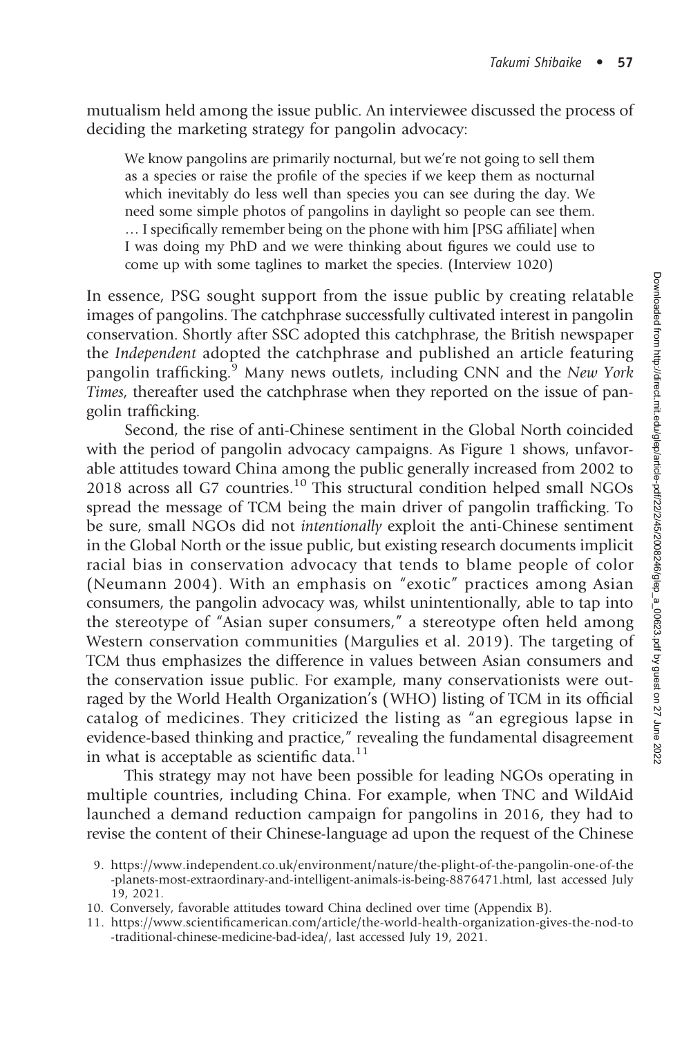mutualism held among the issue public. An interviewee discussed the process of deciding the marketing strategy for pangolin advocacy:

> We know pangolins are primarily nocturnal, but we're not going to sell them as a species or raise the profile of the species if we keep them as nocturnal which inevitably do less well than species you can see during the day. We need some simple photos of pangolins in daylight so people can see them. … I specifically remember being on the phone with him [PSG affiliate] when I was doing my PhD and we were thinking about figures we could use to come up with some taglines to market the species. (Interview 1020)

In essence, PSG sought support from the issue public by creating relatable images of pangolins. The catchphrase successfully cultivated interest in pangolin conservation. Shortly after SSC adopted this catchphrase, the British newspaper the *Independent* adopted the catchphrase and published an article featuring pangolin trafficking.[9] Many news outlets, including CNN and the *New York Times*, thereafter used the catchphrase when they reported on the issue of pangolin trafficking.

Second, the rise of anti-Chinese sentiment in the Global North coincided with the period of pangolin advocacy campaigns. As Figure 1 shows, unfavorable attitudes toward China among the public generally increased from 2002 to 2018 across all G7 countries.[10] This structural condition helped small NGOs spread the message of TCM being the main driver of pangolin trafficking. To be sure, small NGOs did not *intentionally* exploit the anti-Chinese sentiment in the Global North or the issue public, but existing research documents implicit racial bias in conservation advocacy that tends to blame people of color (Neumann 2004). With an emphasis on "exotic" practices among Asian consumers, the pangolin advocacy was, whilst unintentionally, able to tap into the stereotype of "Asian super consumers," a stereotype often held among Western conservation communities (Margulies et al. 2019). The targeting of TCM thus emphasizes the difference in values between Asian consumers and the conservation issue public. For example, many conservationists were outraged by the World Health Organization's (WHO) listing of TCM in its official catalog of medicines. They criticized the listing as "an egregious lapse in evidence-based thinking and practice," revealing the fundamental disagreement in what is acceptable as scientific data.[11]

This strategy may not have been possible for leading NGOs operating in multiple countries, including China. For example, when TNC and WildAid launched a demand reduction campaign for pangolins in 2016, they had to revise the content of their Chinese-language ad upon the request of the Chinese

9. https://www.independent.co.uk/environment/nature/the-plight-of-the-pangolin-one-of-the-planets-most-extraordinary-and-intelligent-animals-is-being-8876471.html, last accessed July 19, 2021.

10. Conversely, favorable attitudes toward China declined over time (Appendix B).

11. https://www.scientificamerican.com/article/the-world-health-organization-gives-the-nod-to-traditional-chinese-medicine-bad-idea/, last accessed July 19, 2021.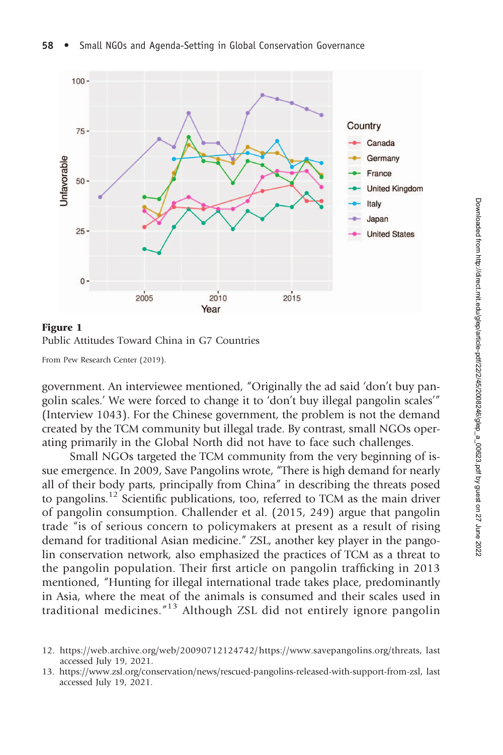**Figure 1**
Public Attitudes Toward China in G7 Countries

From Pew Research Center (2019).

government. An interviewee mentioned, "Originally the ad said 'don't buy pangolin scales.' We were forced to change it to 'don't buy illegal pangolin scales'" (Interview 1043). For the Chinese government, the problem is not the demand created by the TCM community but illegal trade. By contrast, small NGOs operating primarily in the Global North did not have to face such challenges.

Small NGOs targeted the TCM community from the very beginning of issue emergence. In 2009, Save Pangolins wrote, "There is high demand for nearly all of their body parts, principally from China" in describing the threats posed to pangolins.[12] Scientific publications, too, referred to TCM as the main driver of pangolin consumption. Challender et al. (2015, 249) argue that pangolin trade "is of serious concern to policymakers at present as a result of rising demand for traditional Asian medicine." ZSL, another key player in the pangolin conservation network, also emphasized the practices of TCM as a threat to the pangolin population. Their first article on pangolin trafficking in 2013 mentioned, "Hunting for illegal international trade takes place, predominantly in Asia, where the meat of the animals is consumed and their scales used in traditional medicines."[13] Although ZSL did not entirely ignore pangolin

12. https://web.archive.org/web/20090712124742/https://www.savepangolins.org/threats, last accessed July 19, 2021.
13. https://www.zsl.org/conservation/news/rescued-pangolins-released-with-support-from-zsl, last accessed July 19, 2021.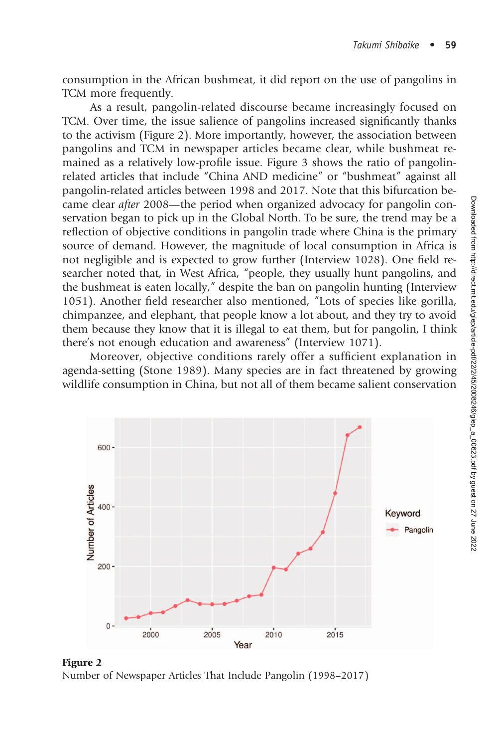consumption in the African bushmeat, it did report on the use of pangolins in TCM more frequently.

As a result, pangolin-related discourse became increasingly focused on TCM. Over time, the issue salience of pangolins increased significantly thanks to the activism (Figure 2). More importantly, however, the association between pangolins and TCM in newspaper articles became clear, while bushmeat remained as a relatively low-profile issue. Figure 3 shows the ratio of pangolin-related articles that include "China AND medicine" or "bushmeat" against all pangolin-related articles between 1998 and 2017. Note that this bifurcation became clear *after* 2008—the period when organized advocacy for pangolin conservation began to pick up in the Global North. To be sure, the trend may be a reflection of objective conditions in pangolin trade where China is the primary source of demand. However, the magnitude of local consumption in Africa is not negligible and is expected to grow further (Interview 1028). One field researcher noted that, in West Africa, "people, they usually hunt pangolins, and the bushmeat is eaten locally," despite the ban on pangolin hunting (Interview 1051). Another field researcher also mentioned, "Lots of species like gorilla, chimpanzee, and elephant, that people know a lot about, and they try to avoid them because they know that it is illegal to eat them, but for pangolin, I think there's not enough education and awareness" (Interview 1071).

Moreover, objective conditions rarely offer a sufficient explanation in agenda-setting (Stone 1989). Many species are in fact threatened by growing wildlife consumption in China, but not all of them became salient conservation

**Figure 2**
Number of Newspaper Articles That Include Pangolin (1998–2017)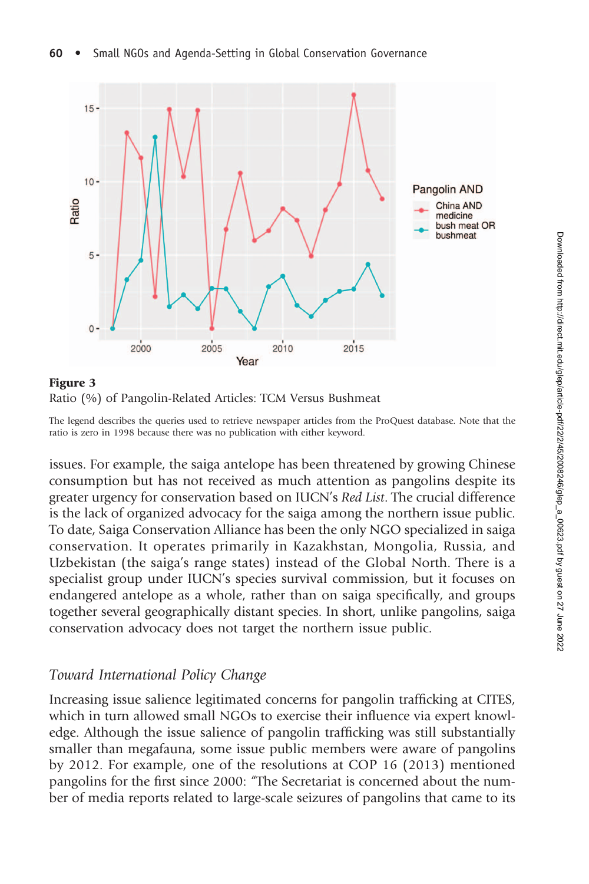**Figure 3**
Ratio (%) of Pangolin-Related Articles: TCM Versus Bushmeat

The legend describes the queries used to retrieve newspaper articles from the ProQuest database. Note that the ratio is zero in 1998 because there was no publication with either keyword.

issues. For example, the saiga antelope has been threatened by growing Chinese consumption but has not received as much attention as pangolins despite its greater urgency for conservation based on IUCN's *Red List*. The crucial difference is the lack of organized advocacy for the saiga among the northern issue public. To date, Saiga Conservation Alliance has been the only NGO specialized in saiga conservation. It operates primarily in Kazakhstan, Mongolia, Russia, and Uzbekistan (the saiga's range states) instead of the Global North. There is a specialist group under IUCN's species survival commission, but it focuses on endangered antelope as a whole, rather than on saiga specifically, and groups together several geographically distant species. In short, unlike pangolins, saiga conservation advocacy does not target the northern issue public.

## *Toward International Policy Change*

Increasing issue salience legitimated concerns for pangolin trafficking at CITES, which in turn allowed small NGOs to exercise their influence via expert knowledge. Although the issue salience of pangolin trafficking was still substantially smaller than megafauna, some issue public members were aware of pangolins by 2012. For example, one of the resolutions at COP 16 (2013) mentioned pangolins for the first since 2000: "The Secretariat is concerned about the number of media reports related to large-scale seizures of pangolins that came to its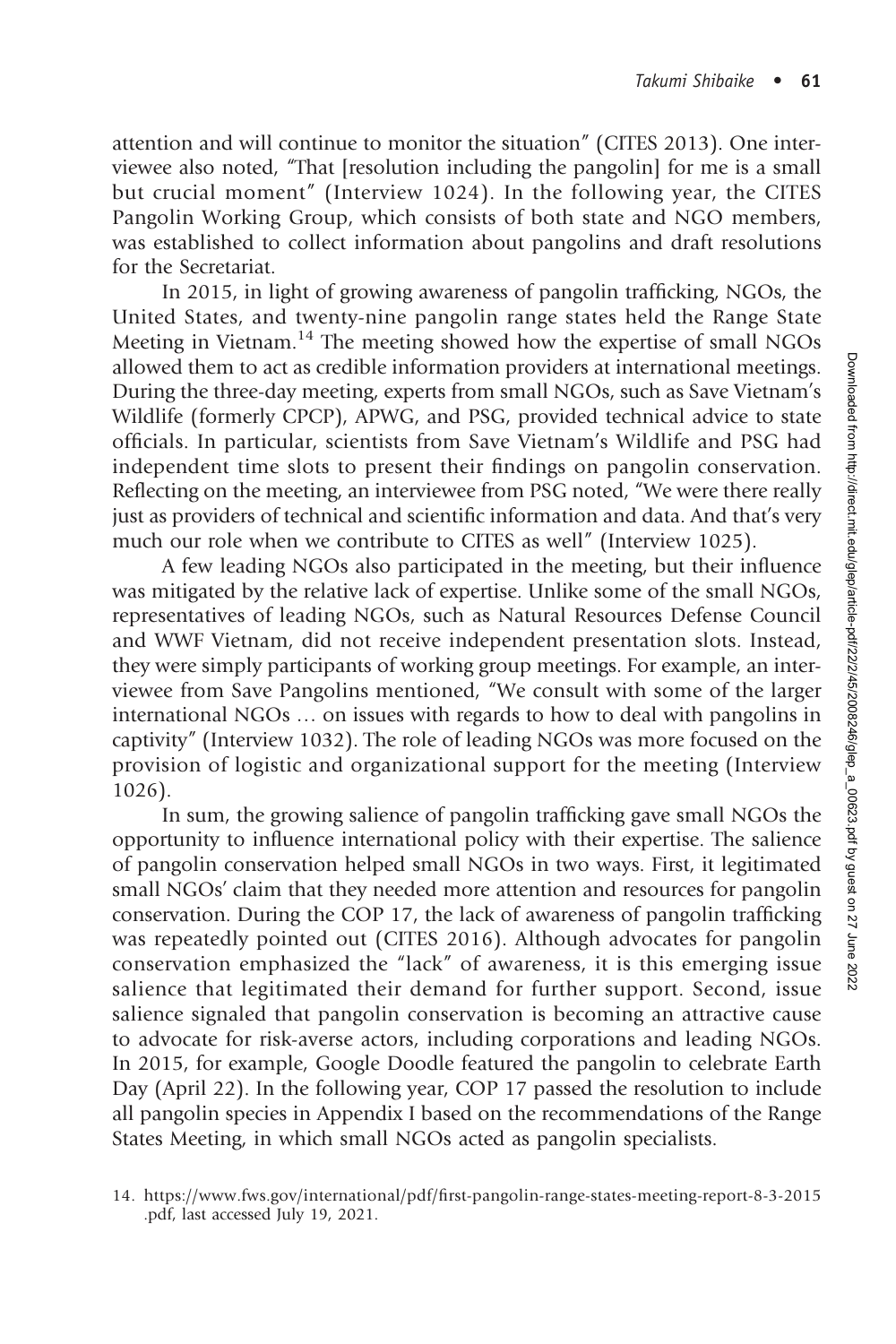attention and will continue to monitor the situation" (CITES 2013). One interviewee also noted, "That [resolution including the pangolin] for me is a small but crucial moment" (Interview 1024). In the following year, the CITES Pangolin Working Group, which consists of both state and NGO members, was established to collect information about pangolins and draft resolutions for the Secretariat.

In 2015, in light of growing awareness of pangolin trafficking, NGOs, the United States, and twenty-nine pangolin range states held the Range State Meeting in Vietnam.[14] The meeting showed how the expertise of small NGOs allowed them to act as credible information providers at international meetings. During the three-day meeting, experts from small NGOs, such as Save Vietnam's Wildlife (formerly CPCP), APWG, and PSG, provided technical advice to state officials. In particular, scientists from Save Vietnam's Wildlife and PSG had independent time slots to present their findings on pangolin conservation. Reflecting on the meeting, an interviewee from PSG noted, "We were there really just as providers of technical and scientific information and data. And that's very much our role when we contribute to CITES as well" (Interview 1025).

A few leading NGOs also participated in the meeting, but their influence was mitigated by the relative lack of expertise. Unlike some of the small NGOs, representatives of leading NGOs, such as Natural Resources Defense Council and WWF Vietnam, did not receive independent presentation slots. Instead, they were simply participants of working group meetings. For example, an interviewee from Save Pangolins mentioned, "We consult with some of the larger international NGOs … on issues with regards to how to deal with pangolins in captivity" (Interview 1032). The role of leading NGOs was more focused on the provision of logistic and organizational support for the meeting (Interview 1026).

In sum, the growing salience of pangolin trafficking gave small NGOs the opportunity to influence international policy with their expertise. The salience of pangolin conservation helped small NGOs in two ways. First, it legitimated small NGOs' claim that they needed more attention and resources for pangolin conservation. During the COP 17, the lack of awareness of pangolin trafficking was repeatedly pointed out (CITES 2016). Although advocates for pangolin conservation emphasized the "lack" of awareness, it is this emerging issue salience that legitimated their demand for further support. Second, issue salience signaled that pangolin conservation is becoming an attractive cause to advocate for risk-averse actors, including corporations and leading NGOs. In 2015, for example, Google Doodle featured the pangolin to celebrate Earth Day (April 22). In the following year, COP 17 passed the resolution to include all pangolin species in Appendix I based on the recommendations of the Range States Meeting, in which small NGOs acted as pangolin specialists.

14. https://www.fws.gov/international/pdf/first-pangolin-range-states-meeting-report-8-3-2015.pdf, last accessed July 19, 2021.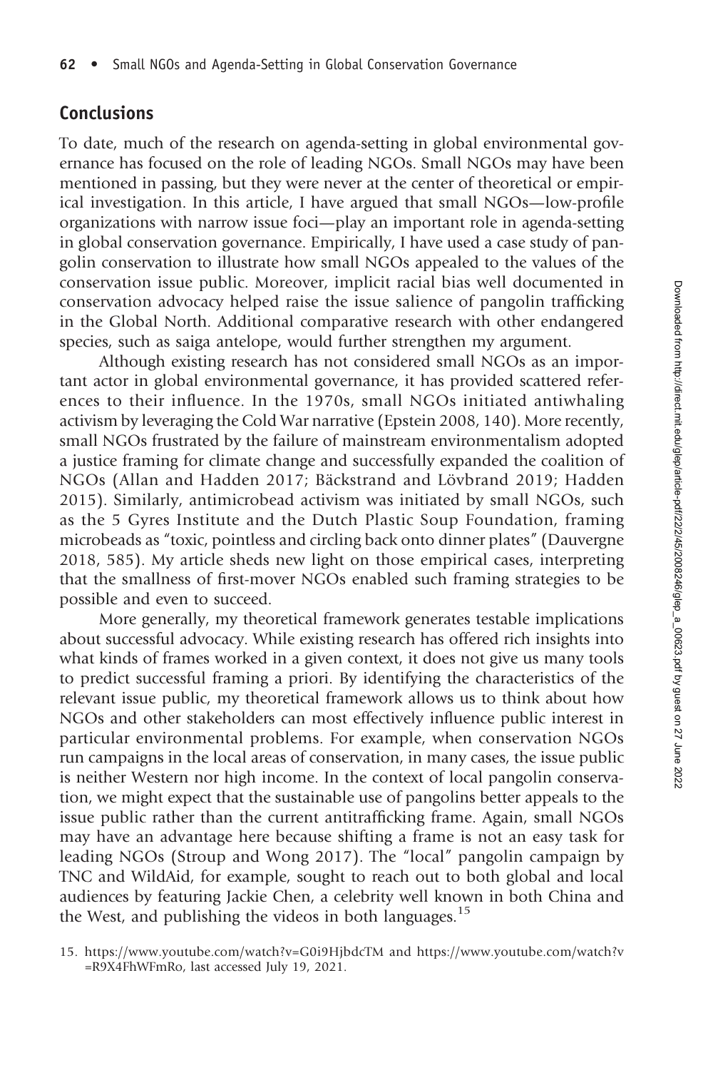## Conclusions

To date, much of the research on agenda-setting in global environmental governance has focused on the role of leading NGOs. Small NGOs may have been mentioned in passing, but they were never at the center of theoretical or empirical investigation. In this article, I have argued that small NGOs—low-profile organizations with narrow issue foci—play an important role in agenda-setting in global conservation governance. Empirically, I have used a case study of pangolin conservation to illustrate how small NGOs appealed to the values of the conservation issue public. Moreover, implicit racial bias well documented in conservation advocacy helped raise the issue salience of pangolin trafficking in the Global North. Additional comparative research with other endangered species, such as saiga antelope, would further strengthen my argument.

Although existing research has not considered small NGOs as an important actor in global environmental governance, it has provided scattered references to their influence. In the 1970s, small NGOs initiated antiwhaling activism by leveraging the Cold War narrative (Epstein 2008, 140). More recently, small NGOs frustrated by the failure of mainstream environmentalism adopted a justice framing for climate change and successfully expanded the coalition of NGOs (Allan and Hadden 2017; Bäckstrand and Lövbrand 2019; Hadden 2015). Similarly, antimicrobead activism was initiated by small NGOs, such as the 5 Gyres Institute and the Dutch Plastic Soup Foundation, framing microbeads as "toxic, pointless and circling back onto dinner plates" (Dauvergne 2018, 585). My article sheds new light on those empirical cases, interpreting that the smallness of first-mover NGOs enabled such framing strategies to be possible and even to succeed.

More generally, my theoretical framework generates testable implications about successful advocacy. While existing research has offered rich insights into what kinds of frames worked in a given context, it does not give us many tools to predict successful framing a priori. By identifying the characteristics of the relevant issue public, my theoretical framework allows us to think about how NGOs and other stakeholders can most effectively influence public interest in particular environmental problems. For example, when conservation NGOs run campaigns in the local areas of conservation, in many cases, the issue public is neither Western nor high income. In the context of local pangolin conservation, we might expect that the sustainable use of pangolins better appeals to the issue public rather than the current antitrafficking frame. Again, small NGOs may have an advantage here because shifting a frame is not an easy task for leading NGOs (Stroup and Wong 2017). The "local" pangolin campaign by TNC and WildAid, for example, sought to reach out to both global and local audiences by featuring Jackie Chen, a celebrity well known in both China and the West, and publishing the videos in both languages.[15]

15. https://www.youtube.com/watch?v=G0i9HjbdcTM and https://www.youtube.com/watch?v=R9X4FhWFmRo, last accessed July 19, 2021.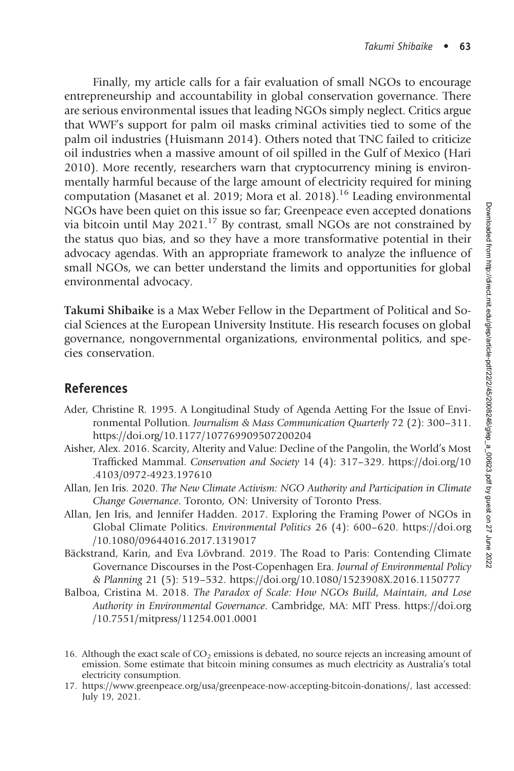Finally, my article calls for a fair evaluation of small NGOs to encourage entrepreneurship and accountability in global conservation governance. There are serious environmental issues that leading NGOs simply neglect. Critics argue that WWF's support for palm oil masks criminal activities tied to some of the palm oil industries (Huismann 2014). Others noted that TNC failed to criticize oil industries when a massive amount of oil spilled in the Gulf of Mexico (Hari 2010). More recently, researchers warn that cryptocurrency mining is environmentally harmful because of the large amount of electricity required for mining computation (Masanet et al. 2019; Mora et al. 2018).[16] Leading environmental NGOs have been quiet on this issue so far; Greenpeace even accepted donations via bitcoin until May 2021.[17] By contrast, small NGOs are not constrained by the status quo bias, and so they have a more transformative potential in their advocacy agendas. With an appropriate framework to analyze the influence of small NGOs, we can better understand the limits and opportunities for global environmental advocacy.

**Takumi Shibaike** is a Max Weber Fellow in the Department of Political and Social Sciences at the European University Institute. His research focuses on global governance, nongovernmental organizations, environmental politics, and species conservation.

## References

Ader, Christine R. 1995. A Longitudinal Study of Agenda Aetting For the Issue of Environmental Pollution. *Journalism & Mass Communication Quarterly* 72 (2): 300–311. https://doi.org/10.1177/107769909507200204

Aisher, Alex. 2016. Scarcity, Alterity and Value: Decline of the Pangolin, the World's Most Trafficked Mammal. *Conservation and Society* 14 (4): 317–329. https://doi.org/10.4103/0972-4923.197610

Allan, Jen Iris. 2020. *The New Climate Activism: NGO Authority and Participation in Climate Change Governance*. Toronto, ON: University of Toronto Press.

Allan, Jen Iris, and Jennifer Hadden. 2017. Exploring the Framing Power of NGOs in Global Climate Politics. *Environmental Politics* 26 (4): 600–620. https://doi.org/10.1080/09644016.2017.1319017

Bäckstrand, Karin, and Eva Lövbrand. 2019. The Road to Paris: Contending Climate Governance Discourses in the Post-Copenhagen Era. *Journal of Environmental Policy & Planning* 21 (5): 519–532. https://doi.org/10.1080/1523908X.2016.1150777

Balboa, Cristina M. 2018. *The Paradox of Scale: How NGOs Build, Maintain, and Lose Authority in Environmental Governance*. Cambridge, MA: MIT Press. https://doi.org/10.7551/mitpress/11254.001.0001

16. Although the exact scale of $CO_2$ emissions is debated, no source rejects an increasing amount of emission. Some estimate that bitcoin mining consumes as much electricity as Australia's total electricity consumption.

17. https://www.greenpeace.org/usa/greenpeace-now-accepting-bitcoin-donations/, last accessed: July 19, 2021.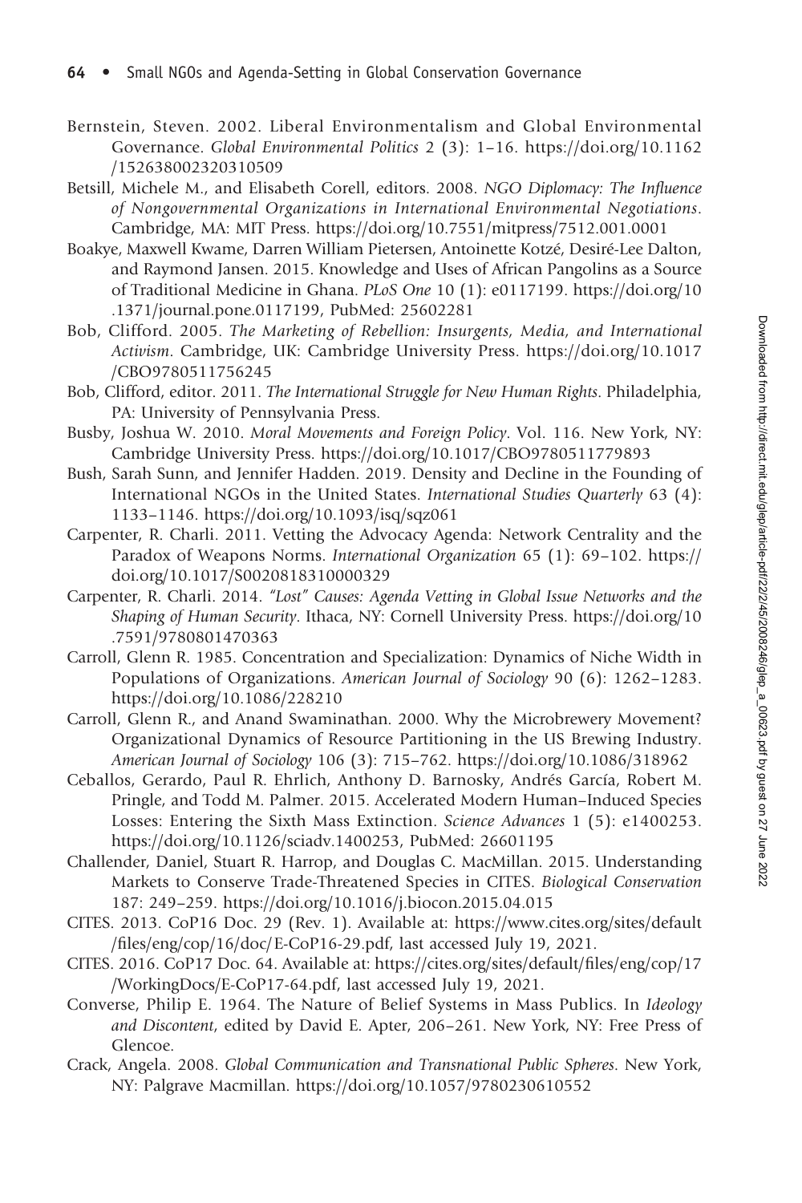Bernstein, Steven. 2002. Liberal Environmentalism and Global Environmental Governance. *Global Environmental Politics* 2 (3): 1–16. https://doi.org/10.1162/152638002320310509

Betsill, Michele M., and Elisabeth Corell, editors. 2008. *NGO Diplomacy: The Influence of Nongovernmental Organizations in International Environmental Negotiations*. Cambridge, MA: MIT Press. https://doi.org/10.7551/mitpress/7512.001.0001

Boakye, Maxwell Kwame, Darren William Pietersen, Antoinette Kotzé, Desiré-Lee Dalton, and Raymond Jansen. 2015. Knowledge and Uses of African Pangolins as a Source of Traditional Medicine in Ghana. *PLoS One* 10 (1): e0117199. https://doi.org/10.1371/journal.pone.0117199, PubMed: 25602281

Bob, Clifford. 2005. *The Marketing of Rebellion: Insurgents, Media, and International Activism*. Cambridge, UK: Cambridge University Press. https://doi.org/10.1017/CBO9780511756245

Bob, Clifford, editor. 2011. *The International Struggle for New Human Rights*. Philadelphia, PA: University of Pennsylvania Press.

Busby, Joshua W. 2010. *Moral Movements and Foreign Policy*. Vol. 116. New York, NY: Cambridge University Press. https://doi.org/10.1017/CBO9780511779893

Bush, Sarah Sunn, and Jennifer Hadden. 2019. Density and Decline in the Founding of International NGOs in the United States. *International Studies Quarterly* 63 (4): 1133–1146. https://doi.org/10.1093/isq/sqz061

Carpenter, R. Charli. 2011. Vetting the Advocacy Agenda: Network Centrality and the Paradox of Weapons Norms. *International Organization* 65 (1): 69–102. https://doi.org/10.1017/S0020818310000329

Carpenter, R. Charli. 2014. *"Lost" Causes: Agenda Vetting in Global Issue Networks and the Shaping of Human Security*. Ithaca, NY: Cornell University Press. https://doi.org/10.7591/9780801470363

Carroll, Glenn R. 1985. Concentration and Specialization: Dynamics of Niche Width in Populations of Organizations. *American Journal of Sociology* 90 (6): 1262–1283. https://doi.org/10.1086/228210

Carroll, Glenn R., and Anand Swaminathan. 2000. Why the Microbrewery Movement? Organizational Dynamics of Resource Partitioning in the US Brewing Industry. *American Journal of Sociology* 106 (3): 715–762. https://doi.org/10.1086/318962

Ceballos, Gerardo, Paul R. Ehrlich, Anthony D. Barnosky, Andrés García, Robert M. Pringle, and Todd M. Palmer. 2015. Accelerated Modern Human–Induced Species Losses: Entering the Sixth Mass Extinction. *Science Advances* 1 (5): e1400253. https://doi.org/10.1126/sciadv.1400253, PubMed: 26601195

Challender, Daniel, Stuart R. Harrop, and Douglas C. MacMillan. 2015. Understanding Markets to Conserve Trade-Threatened Species in CITES. *Biological Conservation* 187: 249–259. https://doi.org/10.1016/j.biocon.2015.04.015

CITES. 2013. CoP16 Doc. 29 (Rev. 1). Available at: https://www.cites.org/sites/default/files/eng/cop/16/doc/E-CoP16-29.pdf, last accessed July 19, 2021.

CITES. 2016. CoP17 Doc. 64. Available at: https://cites.org/sites/default/files/eng/cop/17/WorkingDocs/E-CoP17-64.pdf, last accessed July 19, 2021.

Converse, Philip E. 1964. The Nature of Belief Systems in Mass Publics. In *Ideology and Discontent*, edited by David E. Apter, 206–261. New York, NY: Free Press of Glencoe.

Crack, Angela. 2008. *Global Communication and Transnational Public Spheres*. New York, NY: Palgrave Macmillan. https://doi.org/10.1057/9780230610552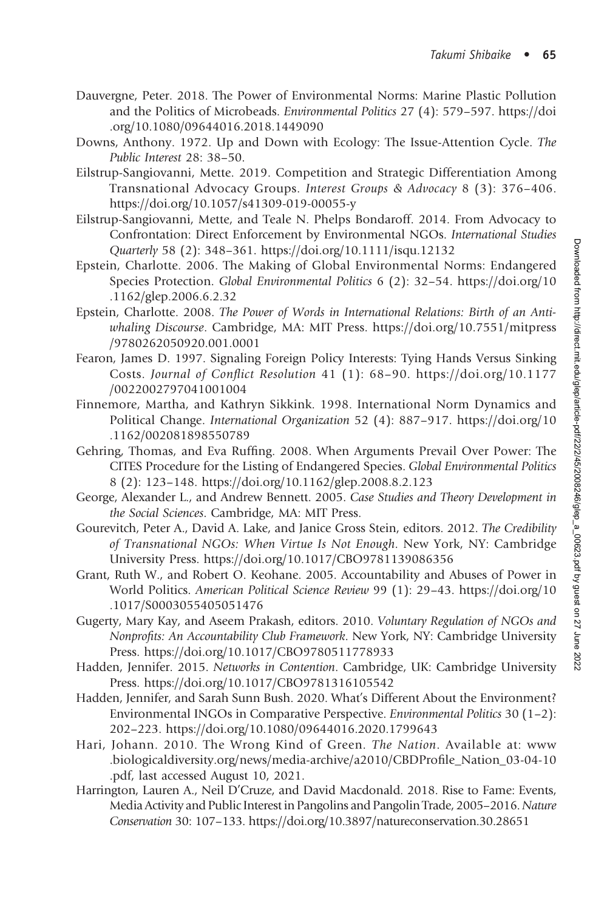Dauvergne, Peter. 2018. The Power of Environmental Norms: Marine Plastic Pollution and the Politics of Microbeads. *Environmental Politics* 27 (4): 579–597. https://doi.org/10.1080/09644016.2018.1449090

Downs, Anthony. 1972. Up and Down with Ecology: The Issue-Attention Cycle. *The Public Interest* 28: 38–50.

Eilstrup-Sangiovanni, Mette. 2019. Competition and Strategic Differentiation Among Transnational Advocacy Groups. *Interest Groups & Advocacy* 8 (3): 376–406. https://doi.org/10.1057/s41309-019-00055-y

Eilstrup-Sangiovanni, Mette, and Teale N. Phelps Bondaroff. 2014. From Advocacy to Confrontation: Direct Enforcement by Environmental NGOs. *International Studies Quarterly* 58 (2): 348–361. https://doi.org/10.1111/isqu.12132

Epstein, Charlotte. 2006. The Making of Global Environmental Norms: Endangered Species Protection. *Global Environmental Politics* 6 (2): 32–54. https://doi.org/10.1162/glep.2006.6.2.32

Epstein, Charlotte. 2008. *The Power of Words in International Relations: Birth of an Anti-whaling Discourse*. Cambridge, MA: MIT Press. https://doi.org/10.7551/mitpress/9780262050920.001.0001

Fearon, James D. 1997. Signaling Foreign Policy Interests: Tying Hands Versus Sinking Costs. *Journal of Conflict Resolution* 41 (1): 68–90. https://doi.org/10.1177/0022002797041001004

Finnemore, Martha, and Kathryn Sikkink. 1998. International Norm Dynamics and Political Change. *International Organization* 52 (4): 887–917. https://doi.org/10.1162/002081898550789

Gehring, Thomas, and Eva Ruffing. 2008. When Arguments Prevail Over Power: The CITES Procedure for the Listing of Endangered Species. *Global Environmental Politics* 8 (2): 123–148. https://doi.org/10.1162/glep.2008.8.2.123

George, Alexander L., and Andrew Bennett. 2005. *Case Studies and Theory Development in the Social Sciences*. Cambridge, MA: MIT Press.

Gourevitch, Peter A., David A. Lake, and Janice Gross Stein, editors. 2012. *The Credibility of Transnational NGOs: When Virtue Is Not Enough*. New York, NY: Cambridge University Press. https://doi.org/10.1017/CBO9781139086356

Grant, Ruth W., and Robert O. Keohane. 2005. Accountability and Abuses of Power in World Politics. *American Political Science Review* 99 (1): 29–43. https://doi.org/10.1017/S0003055405051476

Gugerty, Mary Kay, and Aseem Prakash, editors. 2010. *Voluntary Regulation of NGOs and Nonprofits: An Accountability Club Framework*. New York, NY: Cambridge University Press. https://doi.org/10.1017/CBO9780511778933

Hadden, Jennifer. 2015. *Networks in Contention*. Cambridge, UK: Cambridge University Press. https://doi.org/10.1017/CBO9781316105542

Hadden, Jennifer, and Sarah Sunn Bush. 2020. What's Different About the Environment? Environmental INGOs in Comparative Perspective. *Environmental Politics* 30 (1–2): 202–223. https://doi.org/10.1080/09644016.2020.1799643

Hari, Johann. 2010. The Wrong Kind of Green. *The Nation*. Available at: www.biologicaldiversity.org/news/media-archive/a2010/CBDProfile_Nation_03-04-10.pdf, last accessed August 10, 2021.

Harrington, Lauren A., Neil D'Cruze, and David Macdonald. 2018. Rise to Fame: Events, Media Activity and Public Interest in Pangolins and Pangolin Trade, 2005–2016. *Nature Conservation* 30: 107–133. https://doi.org/10.3897/natureconservation.30.28651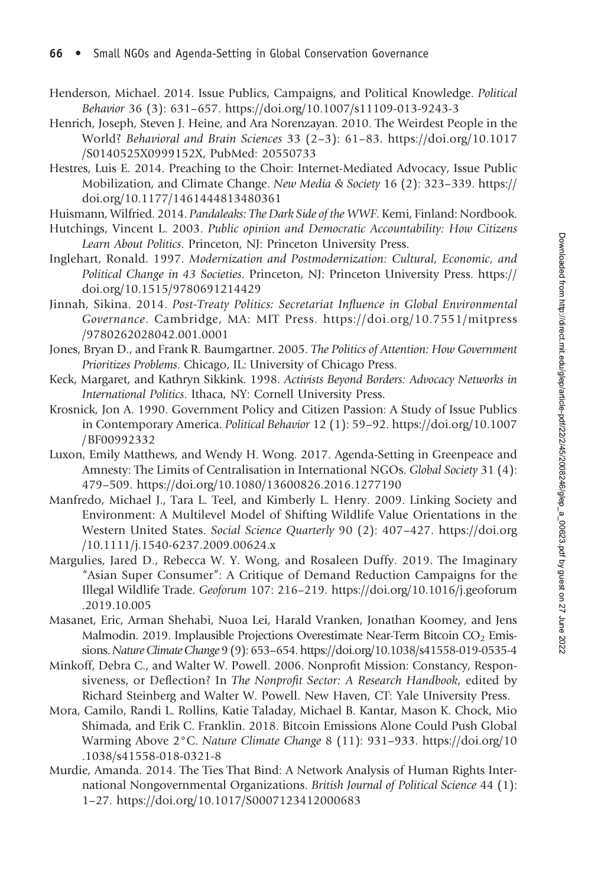Henderson, Michael. 2014. Issue Publics, Campaigns, and Political Knowledge. *Political Behavior* 36 (3): 631–657. https://doi.org/10.1007/s11109-013-9243-3

Henrich, Joseph, Steven J. Heine, and Ara Norenzayan. 2010. The Weirdest People in the World? *Behavioral and Brain Sciences* 33 (2–3): 61–83. https://doi.org/10.1017/S0140525X0999152X, PubMed: 20550733

Hestres, Luis E. 2014. Preaching to the Choir: Internet-Mediated Advocacy, Issue Public Mobilization, and Climate Change. *New Media & Society* 16 (2): 323–339. https://doi.org/10.1177/1461444813480361

Huismann, Wilfried. 2014. *Pandaleaks: The Dark Side of the WWF*. Kemi, Finland: Nordbook.

Hutchings, Vincent L. 2003. *Public opinion and Democratic Accountability: How Citizens Learn About Politics*. Princeton, NJ: Princeton University Press.

Inglehart, Ronald. 1997. *Modernization and Postmodernization: Cultural, Economic, and Political Change in 43 Societies*. Princeton, NJ: Princeton University Press. https://doi.org/10.1515/9780691214429

Jinnah, Sikina. 2014. *Post-Treaty Politics: Secretariat Influence in Global Environmental Governance*. Cambridge, MA: MIT Press. https://doi.org/10.7551/mitpress/9780262028042.001.0001

Jones, Bryan D., and Frank R. Baumgartner. 2005. *The Politics of Attention: How Government Prioritizes Problems*. Chicago, IL: University of Chicago Press.

Keck, Margaret, and Kathryn Sikkink. 1998. *Activists Beyond Borders: Advocacy Networks in International Politics*. Ithaca, NY: Cornell University Press.

Krosnick, Jon A. 1990. Government Policy and Citizen Passion: A Study of Issue Publics in Contemporary America. *Political Behavior* 12 (1): 59–92. https://doi.org/10.1007/BF00992332

Luxon, Emily Matthews, and Wendy H. Wong. 2017. Agenda-Setting in Greenpeace and Amnesty: The Limits of Centralisation in International NGOs. *Global Society* 31 (4): 479–509. https://doi.org/10.1080/13600826.2016.1277190

Manfredo, Michael J., Tara L. Teel, and Kimberly L. Henry. 2009. Linking Society and Environment: A Multilevel Model of Shifting Wildlife Value Orientations in the Western United States. *Social Science Quarterly* 90 (2): 407–427. https://doi.org/10.1111/j.1540-6237.2009.00624.x

Margulies, Jared D., Rebecca W. Y. Wong, and Rosaleen Duffy. 2019. The Imaginary "Asian Super Consumer": A Critique of Demand Reduction Campaigns for the Illegal Wildlife Trade. *Geoforum* 107: 216–219. https://doi.org/10.1016/j.geoforum.2019.10.005

Masanet, Eric, Arman Shehabi, Nuoa Lei, Harald Vranken, Jonathan Koomey, and Jens Malmodin. 2019. Implausible Projections Overestimate Near-Term Bitcoin $CO_2$ Emissions. *Nature Climate Change* 9 (9): 653–654. https://doi.org/10.1038/s41558-019-0535-4

Minkoff, Debra C., and Walter W. Powell. 2006. Nonprofit Mission: Constancy, Responsiveness, or Deflection? In *The Nonprofit Sector: A Research Handbook*, edited by Richard Steinberg and Walter W. Powell. New Haven, CT: Yale University Press.

Mora, Camilo, Randi L. Rollins, Katie Taladay, Michael B. Kantar, Mason K. Chock, Mio Shimada, and Erik C. Franklin. 2018. Bitcoin Emissions Alone Could Push Global Warming Above 2°C. *Nature Climate Change* 8 (11): 931–933. https://doi.org/10.1038/s41558-018-0321-8

Murdie, Amanda. 2014. The Ties That Bind: A Network Analysis of Human Rights International Nongovernmental Organizations. *British Journal of Political Science* 44 (1): 1–27. https://doi.org/10.1017/S0007123412000683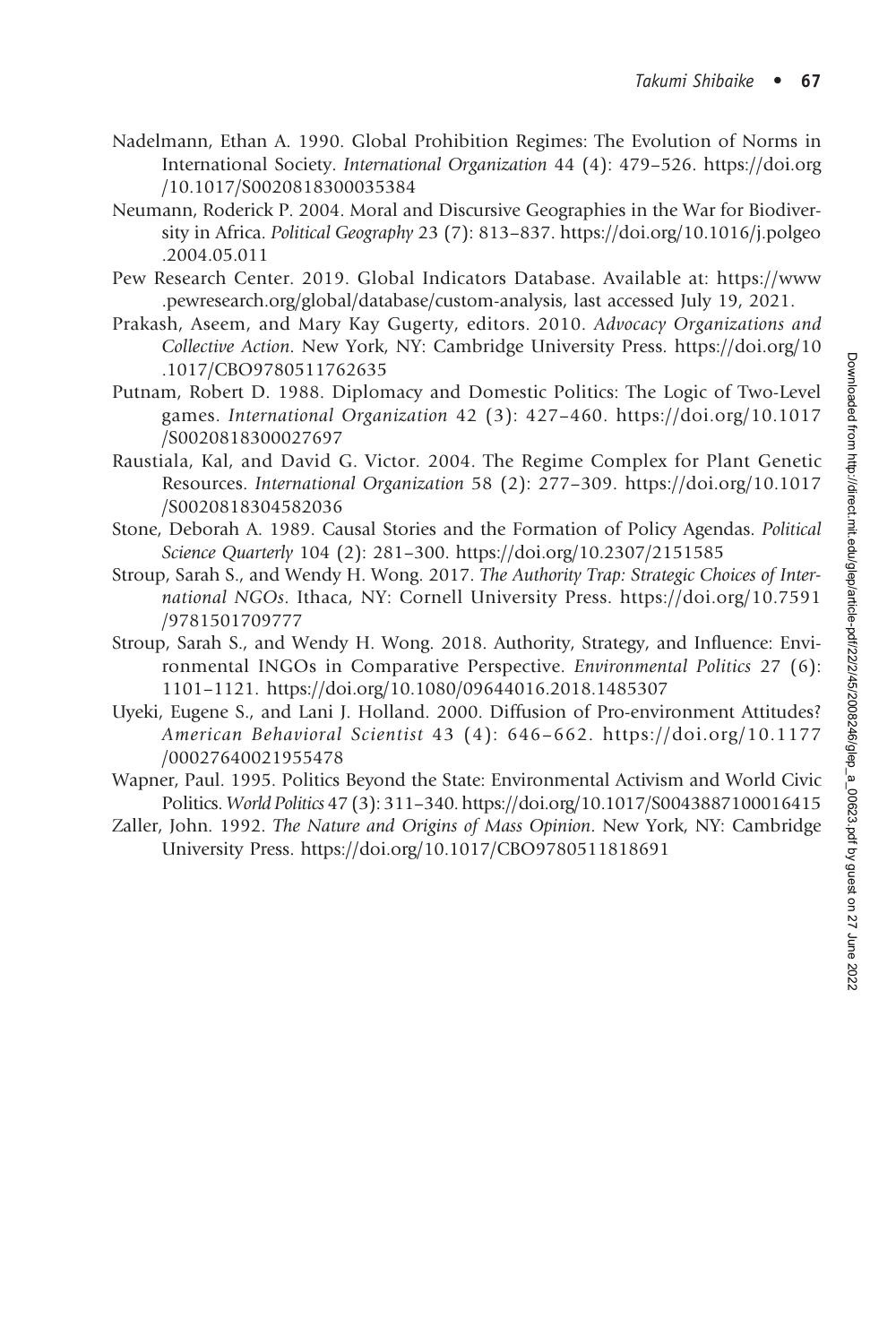Nadelmann, Ethan A. 1990. Global Prohibition Regimes: The Evolution of Norms in International Society. *International Organization* 44 (4): 479–526. https://doi.org/10.1017/S0020818300035384

Neumann, Roderick P. 2004. Moral and Discursive Geographies in the War for Biodiversity in Africa. *Political Geography* 23 (7): 813–837. https://doi.org/10.1016/j.polgeo.2004.05.011

Pew Research Center. 2019. Global Indicators Database. Available at: https://www.pewresearch.org/global/database/custom-analysis, last accessed July 19, 2021.

Prakash, Aseem, and Mary Kay Gugerty, editors. 2010. *Advocacy Organizations and Collective Action*. New York, NY: Cambridge University Press. https://doi.org/10.1017/CBO9780511762635

Putnam, Robert D. 1988. Diplomacy and Domestic Politics: The Logic of Two-Level games. *International Organization* 42 (3): 427–460. https://doi.org/10.1017/S0020818300027697

Raustiala, Kal, and David G. Victor. 2004. The Regime Complex for Plant Genetic Resources. *International Organization* 58 (2): 277–309. https://doi.org/10.1017/S0020818304582036

Stone, Deborah A. 1989. Causal Stories and the Formation of Policy Agendas. *Political Science Quarterly* 104 (2): 281–300. https://doi.org/10.2307/2151585

Stroup, Sarah S., and Wendy H. Wong. 2017. *The Authority Trap: Strategic Choices of International NGOs*. Ithaca, NY: Cornell University Press. https://doi.org/10.7591/9781501709777

Stroup, Sarah S., and Wendy H. Wong. 2018. Authority, Strategy, and Influence: Environmental INGOs in Comparative Perspective. *Environmental Politics* 27 (6): 1101–1121. https://doi.org/10.1080/09644016.2018.1485307

Uyeki, Eugene S., and Lani J. Holland. 2000. Diffusion of Pro-environment Attitudes? *American Behavioral Scientist* 43 (4): 646–662. https://doi.org/10.1177/00027640021955478

Wapner, Paul. 1995. Politics Beyond the State: Environmental Activism and World Civic Politics. *World Politics* 47 (3): 311–340. https://doi.org/10.1017/S0043887100016415

Zaller, John. 1992. *The Nature and Origins of Mass Opinion*. New York, NY: Cambridge University Press. https://doi.org/10.1017/CBO9780511818691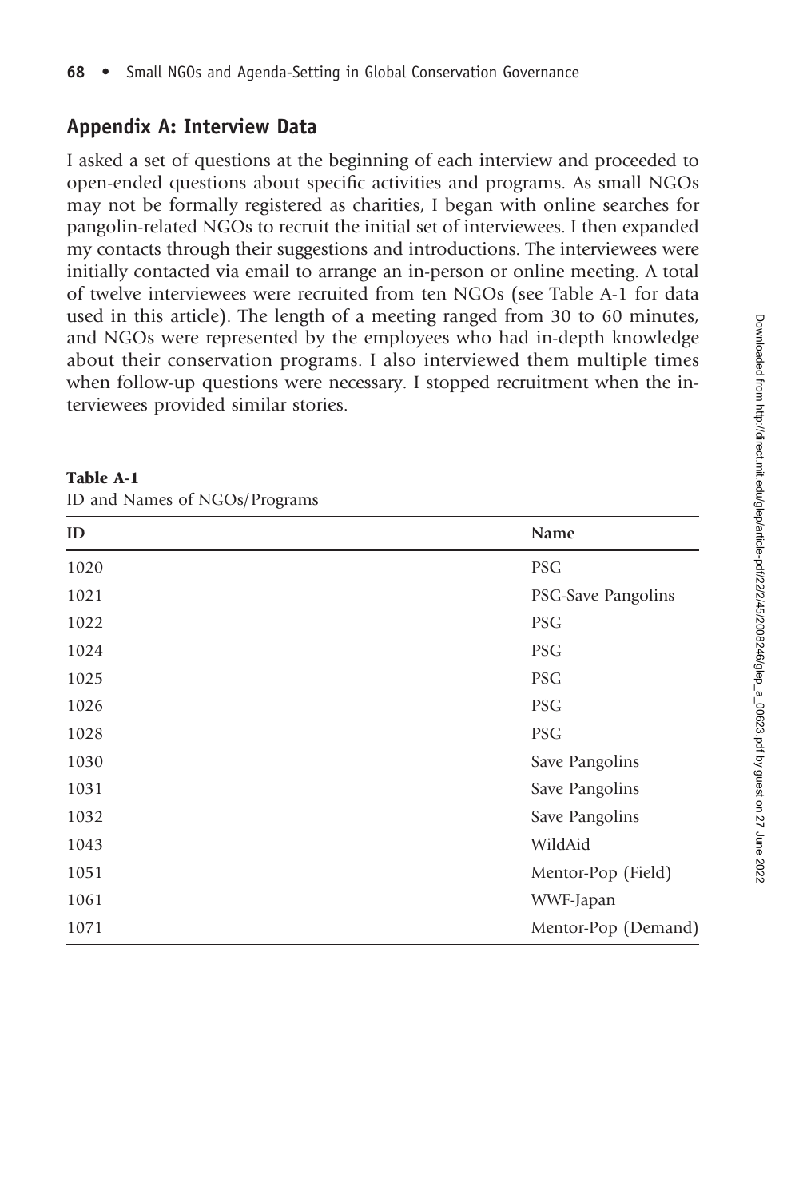## Appendix A: Interview Data

I asked a set of questions at the beginning of each interview and proceeded to open-ended questions about specific activities and programs. As small NGOs may not be formally registered as charities, I began with online searches for pangolin-related NGOs to recruit the initial set of interviewees. I then expanded my contacts through their suggestions and introductions. The interviewees were initially contacted via email to arrange an in-person or online meeting. A total of twelve interviewees were recruited from ten NGOs (see Table A-1 for data used in this article). The length of a meeting ranged from 30 to 60 minutes, and NGOs were represented by the employees who had in-depth knowledge about their conservation programs. I also interviewed them multiple times when follow-up questions were necessary. I stopped recruitment when the interviewees provided similar stories.

**Table A-1**
ID and Names of NGOs/Programs

| ID | Name |
|---|---|
| 1020 | PSG |
| 1021 | PSG-Save Pangolins |
| 1022 | PSG |
| 1024 | PSG |
| 1025 | PSG |
| 1026 | PSG |
| 1028 | PSG |
| 1030 | Save Pangolins |
| 1031 | Save Pangolins |
| 1032 | Save Pangolins |
| 1043 | WildAid |
| 1051 | Mentor-Pop (Field) |
| 1061 | WWF-Japan |
| 1071 | Mentor-Pop (Demand) |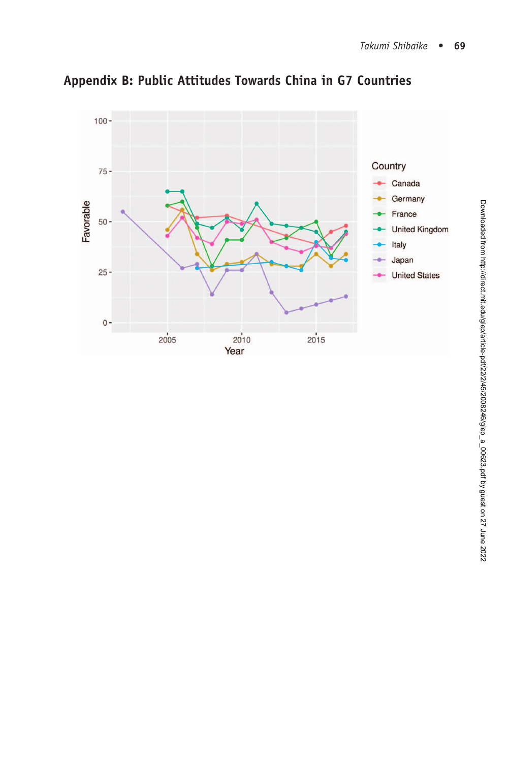## Appendix B: Public Attitudes Towards China in G7 Countries

100
75
50
25
0
Favorable
2005
2010
2015
Year
Country
Canada
Germany
France
United Kingdom
Italy
Japan
United States